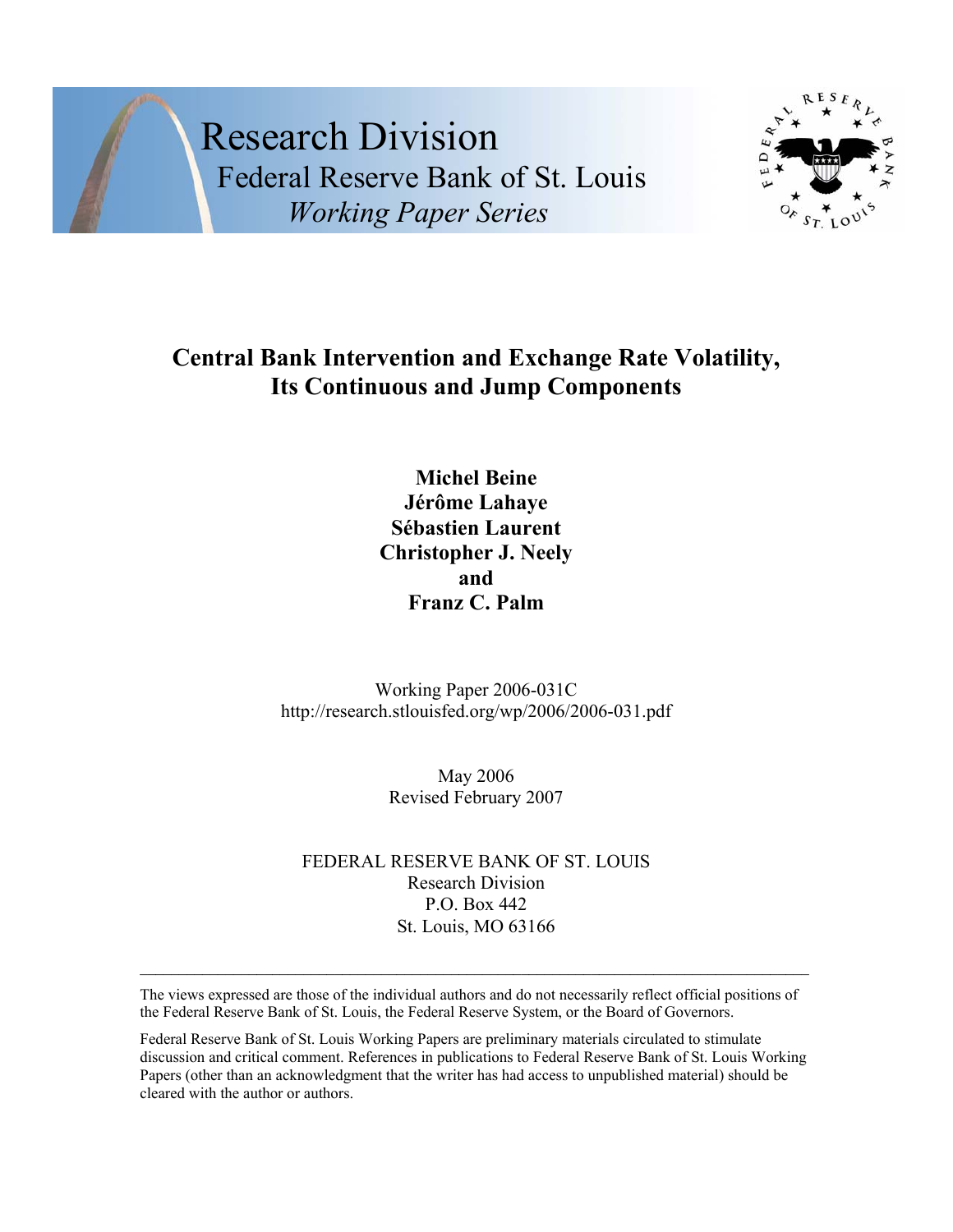Research Division
Federal Reserve Bank of St. Louis
*Working Paper Series*

# Central Bank Intervention and Exchange Rate Volatility, Its Continuous and Jump Components

**Michel Beine**
**Jérôme Lahaye**
**Sébastien Laurent**
**Christopher J. Neely**
**and**
**Franz C. Palm**

Working Paper 2006-031C
http://research.stlouisfed.org/wp/2006/2006-031.pdf

May 2006
Revised February 2007

FEDERAL RESERVE BANK OF ST. LOUIS
Research Division
P.O. Box 442
St. Louis, MO 63166

---

The views expressed are those of the individual authors and do not necessarily reflect official positions of the Federal Reserve Bank of St. Louis, the Federal Reserve System, or the Board of Governors.

Federal Reserve Bank of St. Louis Working Papers are preliminary materials circulated to stimulate discussion and critical comment. References in publications to Federal Reserve Bank of St. Louis Working Papers (other than an acknowledgment that the writer has had access to unpublished material) should be cleared with the author or authors.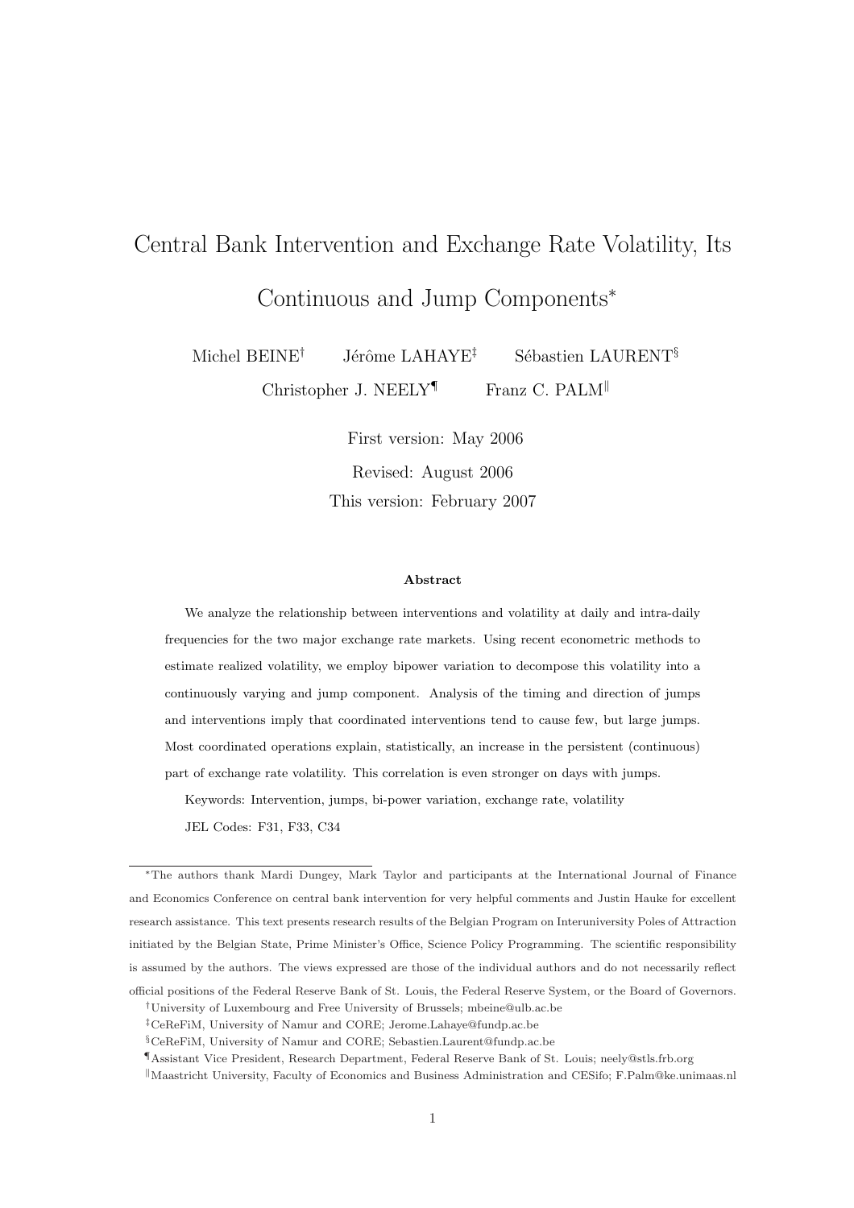# Central Bank Intervention and Exchange Rate Volatility, Its Continuous and Jump Components*

Michel BEINE[†] Jérôme LAHAYE[‡] Sébastien LAURENT[§]

Christopher J. NEELY[¶] Franz C. PALM[‖]

First version: May 2006

Revised: August 2006

This version: February 2007

**Abstract**

We analyze the relationship between interventions and volatility at daily and intra-daily frequencies for the two major exchange rate markets. Using recent econometric methods to estimate realized volatility, we employ bipower variation to decompose this volatility into a continuously varying and jump component. Analysis of the timing and direction of jumps and interventions imply that coordinated interventions tend to cause few, but large jumps. Most coordinated operations explain, statistically, an increase in the persistent (continuous) part of exchange rate volatility. This correlation is even stronger on days with jumps.

Keywords: Intervention, jumps, bi-power variation, exchange rate, volatility

JEL Codes: F31, F33, C34

---

*The authors thank Mardi Dungey, Mark Taylor and participants at the International Journal of Finance and Economics Conference on central bank intervention for very helpful comments and Justin Hauke for excellent research assistance. This text presents research results of the Belgian Program on Interuniversity Poles of Attraction initiated by the Belgian State, Prime Minister's Office, Science Policy Programming. The scientific responsibility is assumed by the authors. The views expressed are those of the individual authors and do not necessarily reflect official positions of the Federal Reserve Bank of St. Louis, the Federal Reserve System, or the Board of Governors.

[†]University of Luxembourg and Free University of Brussels; mbeine@ulb.ac.be

[‡]CeReFiM, University of Namur and CORE; Jerome.Lahaye@fundp.ac.be

[§]CeReFiM, University of Namur and CORE; Sebastien.Laurent@fundp.ac.be

[¶]Assistant Vice President, Research Department, Federal Reserve Bank of St. Louis; neely@stls.frb.org

[‖]Maastricht University, Faculty of Economics and Business Administration and CESifo; F.Palm@ke.unimaas.nl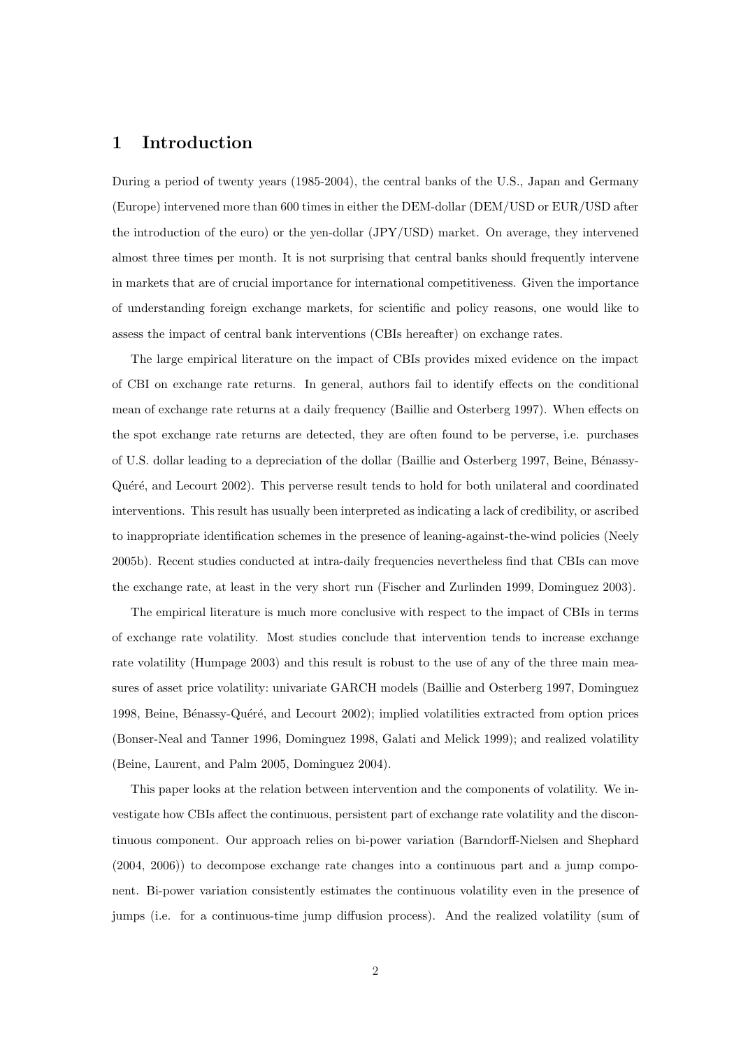# 1 Introduction

During a period of twenty years (1985-2004), the central banks of the U.S., Japan and Germany (Europe) intervened more than 600 times in either the DEM-dollar (DEM/USD or EUR/USD after the introduction of the euro) or the yen-dollar (JPY/USD) market. On average, they intervened almost three times per month. It is not surprising that central banks should frequently intervene in markets that are of crucial importance for international competitiveness. Given the importance of understanding foreign exchange markets, for scientific and policy reasons, one would like to assess the impact of central bank interventions (CBIs hereafter) on exchange rates.

The large empirical literature on the impact of CBIs provides mixed evidence on the impact of CBI on exchange rate returns. In general, authors fail to identify effects on the conditional mean of exchange rate returns at a daily frequency (Baillie and Osterberg 1997). When effects on the spot exchange rate returns are detected, they are often found to be perverse, i.e. purchases of U.S. dollar leading to a depreciation of the dollar (Baillie and Osterberg 1997, Beine, Bénassy-Quéré, and Lecourt 2002). This perverse result tends to hold for both unilateral and coordinated interventions. This result has usually been interpreted as indicating a lack of credibility, or ascribed to inappropriate identification schemes in the presence of leaning-against-the-wind policies (Neely 2005b). Recent studies conducted at intra-daily frequencies nevertheless find that CBIs can move the exchange rate, at least in the very short run (Fischer and Zurlinden 1999, Dominguez 2003).

The empirical literature is much more conclusive with respect to the impact of CBIs in terms of exchange rate volatility. Most studies conclude that intervention tends to increase exchange rate volatility (Humpage 2003) and this result is robust to the use of any of the three main measures of asset price volatility: univariate GARCH models (Baillie and Osterberg 1997, Dominguez 1998, Beine, Bénassy-Quéré, and Lecourt 2002); implied volatilities extracted from option prices (Bonser-Neal and Tanner 1996, Dominguez 1998, Galati and Melick 1999); and realized volatility (Beine, Laurent, and Palm 2005, Dominguez 2004).

This paper looks at the relation between intervention and the components of volatility. We investigate how CBIs affect the continuous, persistent part of exchange rate volatility and the discontinuous component. Our approach relies on bi-power variation (Barndorff-Nielsen and Shephard (2004, 2006)) to decompose exchange rate changes into a continuous part and a jump component. Bi-power variation consistently estimates the continuous volatility even in the presence of jumps (i.e. for a continuous-time jump diffusion process). And the realized volatility (sum of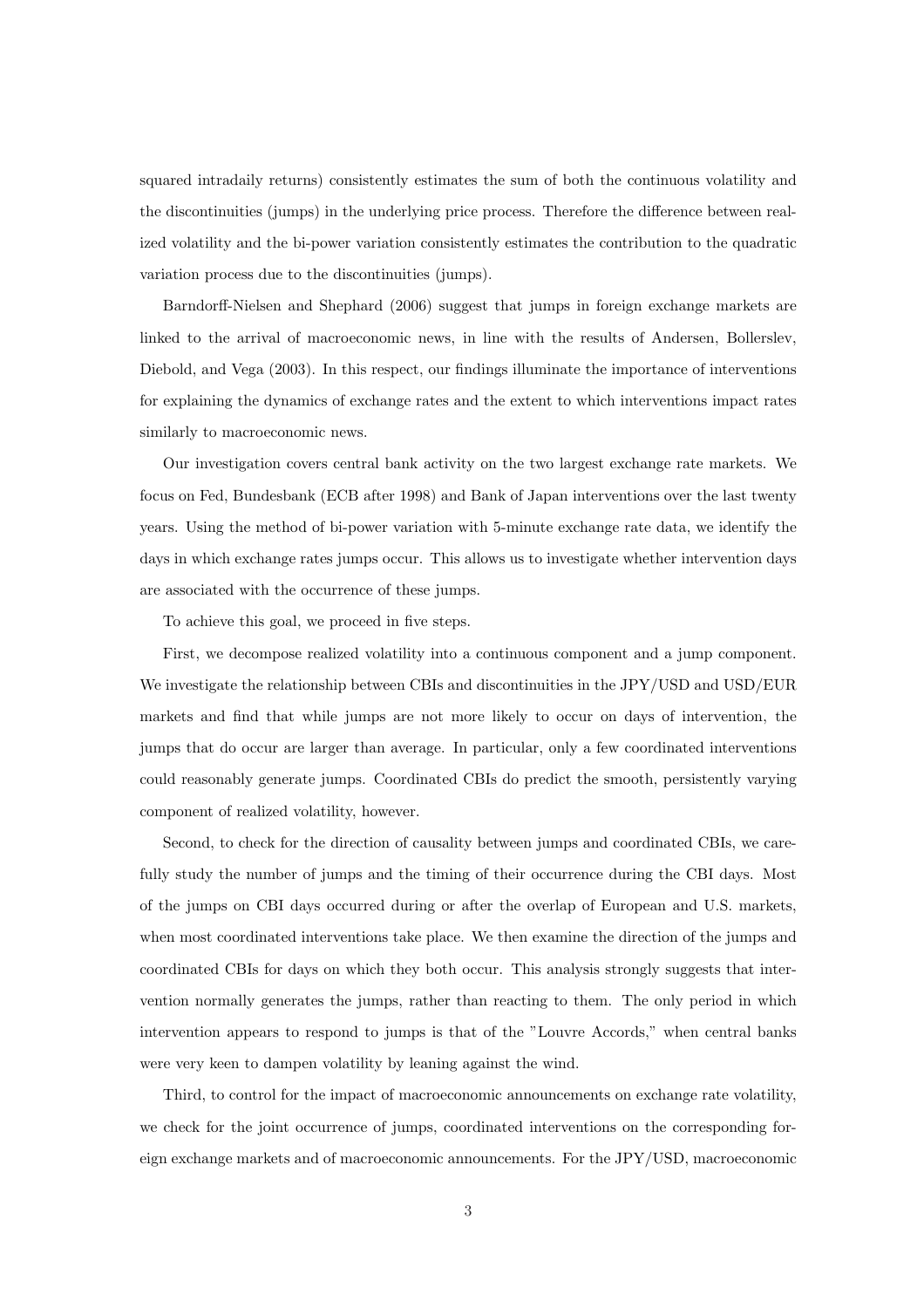squared intradaily returns) consistently estimates the sum of both the continuous volatility and the discontinuities (jumps) in the underlying price process. Therefore the difference between realized volatility and the bi-power variation consistently estimates the contribution to the quadratic variation process due to the discontinuities (jumps).

Barndorff-Nielsen and Shephard (2006) suggest that jumps in foreign exchange markets are linked to the arrival of macroeconomic news, in line with the results of Andersen, Bollerslev, Diebold, and Vega (2003). In this respect, our findings illuminate the importance of interventions for explaining the dynamics of exchange rates and the extent to which interventions impact rates similarly to macroeconomic news.

Our investigation covers central bank activity on the two largest exchange rate markets. We focus on Fed, Bundesbank (ECB after 1998) and Bank of Japan interventions over the last twenty years. Using the method of bi-power variation with 5-minute exchange rate data, we identify the days in which exchange rates jumps occur. This allows us to investigate whether intervention days are associated with the occurrence of these jumps.

To achieve this goal, we proceed in five steps.

First, we decompose realized volatility into a continuous component and a jump component. We investigate the relationship between CBIs and discontinuities in the JPY/USD and USD/EUR markets and find that while jumps are not more likely to occur on days of intervention, the jumps that do occur are larger than average. In particular, only a few coordinated interventions could reasonably generate jumps. Coordinated CBIs do predict the smooth, persistently varying component of realized volatility, however.

Second, to check for the direction of causality between jumps and coordinated CBIs, we carefully study the number of jumps and the timing of their occurrence during the CBI days. Most of the jumps on CBI days occurred during or after the overlap of European and U.S. markets, when most coordinated interventions take place. We then examine the direction of the jumps and coordinated CBIs for days on which they both occur. This analysis strongly suggests that intervention normally generates the jumps, rather than reacting to them. The only period in which intervention appears to respond to jumps is that of the "Louvre Accords," when central banks were very keen to dampen volatility by leaning against the wind.

Third, to control for the impact of macroeconomic announcements on exchange rate volatility, we check for the joint occurrence of jumps, coordinated interventions on the corresponding foreign exchange markets and of macroeconomic announcements. For the JPY/USD, macroeconomic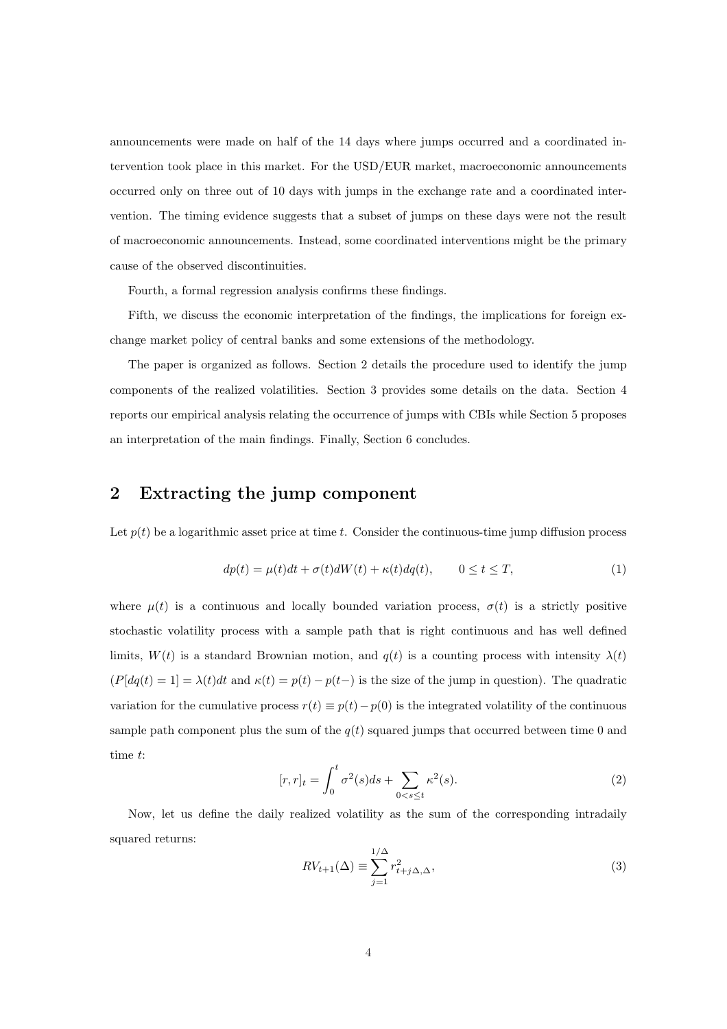announcements were made on half of the 14 days where jumps occurred and a coordinated intervention took place in this market. For the USD/EUR market, macroeconomic announcements occurred only on three out of 10 days with jumps in the exchange rate and a coordinated intervention. The timing evidence suggests that a subset of jumps on these days were not the result of macroeconomic announcements. Instead, some coordinated interventions might be the primary cause of the observed discontinuities.

Fourth, a formal regression analysis confirms these findings.

Fifth, we discuss the economic interpretation of the findings, the implications for foreign exchange market policy of central banks and some extensions of the methodology.

The paper is organized as follows. Section 2 details the procedure used to identify the jump components of the realized volatilities. Section 3 provides some details on the data. Section 4 reports our empirical analysis relating the occurrence of jumps with CBIs while Section 5 proposes an interpretation of the main findings. Finally, Section 6 concludes.

## 2 Extracting the jump component

Let $p(t)$ be a logarithmic asset price at time $t$. Consider the continuous-time jump diffusion process

$$dp(t) = \mu(t)dt + \sigma(t)dW(t) + \kappa(t)dq(t), \qquad 0 \leq t \leq T, \tag{1}$$

where $\mu(t)$ is a continuous and locally bounded variation process, $\sigma(t)$ is a strictly positive stochastic volatility process with a sample path that is right continuous and has well defined limits, $W(t)$ is a standard Brownian motion, and $q(t)$ is a counting process with intensity $\lambda(t)$ ($P[dq(t) = 1] = \lambda(t)dt$ and $\kappa(t) = p(t) - p(t-)$ is the size of the jump in question). The quadratic variation for the cumulative process $r(t) \equiv p(t) - p(0)$ is the integrated volatility of the continuous sample path component plus the sum of the $q(t)$ squared jumps that occurred between time 0 and time $t$:

$$[r, r]_t = \int_0^t \sigma^2(s)ds + \sum_{0<s\leq t} \kappa^2(s). \tag{2}$$

Now, let us define the daily realized volatility as the sum of the corresponding intradaily squared returns:

$$RV_{t+1}(\Delta) \equiv \sum_{j=1}^{1/\Delta} r^2_{t+j\Delta,\Delta}, \tag{3}$$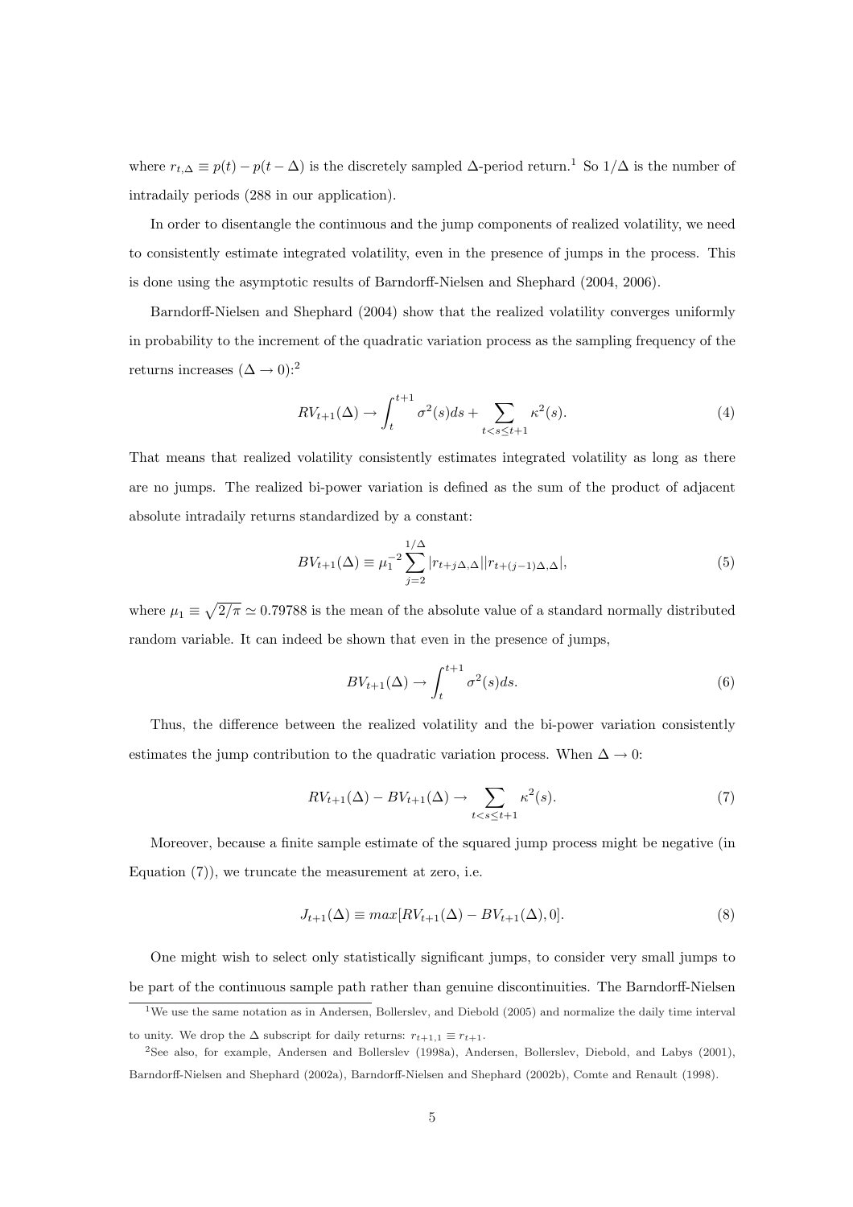where $r_{t,\Delta} \equiv p(t) - p(t-\Delta)$ is the discretely sampled $\Delta$-period return.[1] So $1/\Delta$ is the number of intradaily periods (288 in our application).

In order to disentangle the continuous and the jump components of realized volatility, we need to consistently estimate integrated volatility, even in the presence of jumps in the process. This is done using the asymptotic results of Barndorff-Nielsen and Shephard (2004, 2006).

Barndorff-Nielsen and Shephard (2004) show that the realized volatility converges uniformly in probability to the increment of the quadratic variation process as the sampling frequency of the returns increases ($\Delta \to 0$):[2]

$$RV_{t+1}(\Delta) \to \int_t^{t+1} \sigma^2(s)ds + \sum_{t<s\leq t+1} \kappa^2(s). \tag{4}$$

That means that realized volatility consistently estimates integrated volatility as long as there are no jumps. The realized bi-power variation is defined as the sum of the product of adjacent absolute intradaily returns standardized by a constant:

$$BV_{t+1}(\Delta) \equiv \mu_1^{-2} \sum_{j=2}^{1/\Delta} |r_{t+j\Delta,\Delta}||r_{t+(j-1)\Delta,\Delta}|, \tag{5}$$

where $\mu_1 \equiv \sqrt{2/\pi} \simeq 0.79788$ is the mean of the absolute value of a standard normally distributed random variable. It can indeed be shown that even in the presence of jumps,

$$BV_{t+1}(\Delta) \to \int_t^{t+1} \sigma^2(s)ds. \tag{6}$$

Thus, the difference between the realized volatility and the bi-power variation consistently estimates the jump contribution to the quadratic variation process. When $\Delta \to 0$:

$$RV_{t+1}(\Delta) - BV_{t+1}(\Delta) \to \sum_{t<s\leq t+1} \kappa^2(s). \tag{7}$$

Moreover, because a finite sample estimate of the squared jump process might be negative (in Equation (7)), we truncate the measurement at zero, i.e.

$$J_{t+1}(\Delta) \equiv max[RV_{t+1}(\Delta) - BV_{t+1}(\Delta), 0]. \tag{8}$$

One might wish to select only statistically significant jumps, to consider very small jumps to be part of the continuous sample path rather than genuine discontinuities. The Barndorff-Nielsen

---

[1] We use the same notation as in Andersen, Bollerslev, and Diebold (2005) and normalize the daily time interval to unity. We drop the $\Delta$ subscript for daily returns: $r_{t+1,1} \equiv r_{t+1}$.

[2] See also, for example, Andersen and Bollerslev (1998a), Andersen, Bollerslev, Diebold, and Labys (2001), Barndorff-Nielsen and Shephard (2002a), Barndorff-Nielsen and Shephard (2002b), Comte and Renault (1998).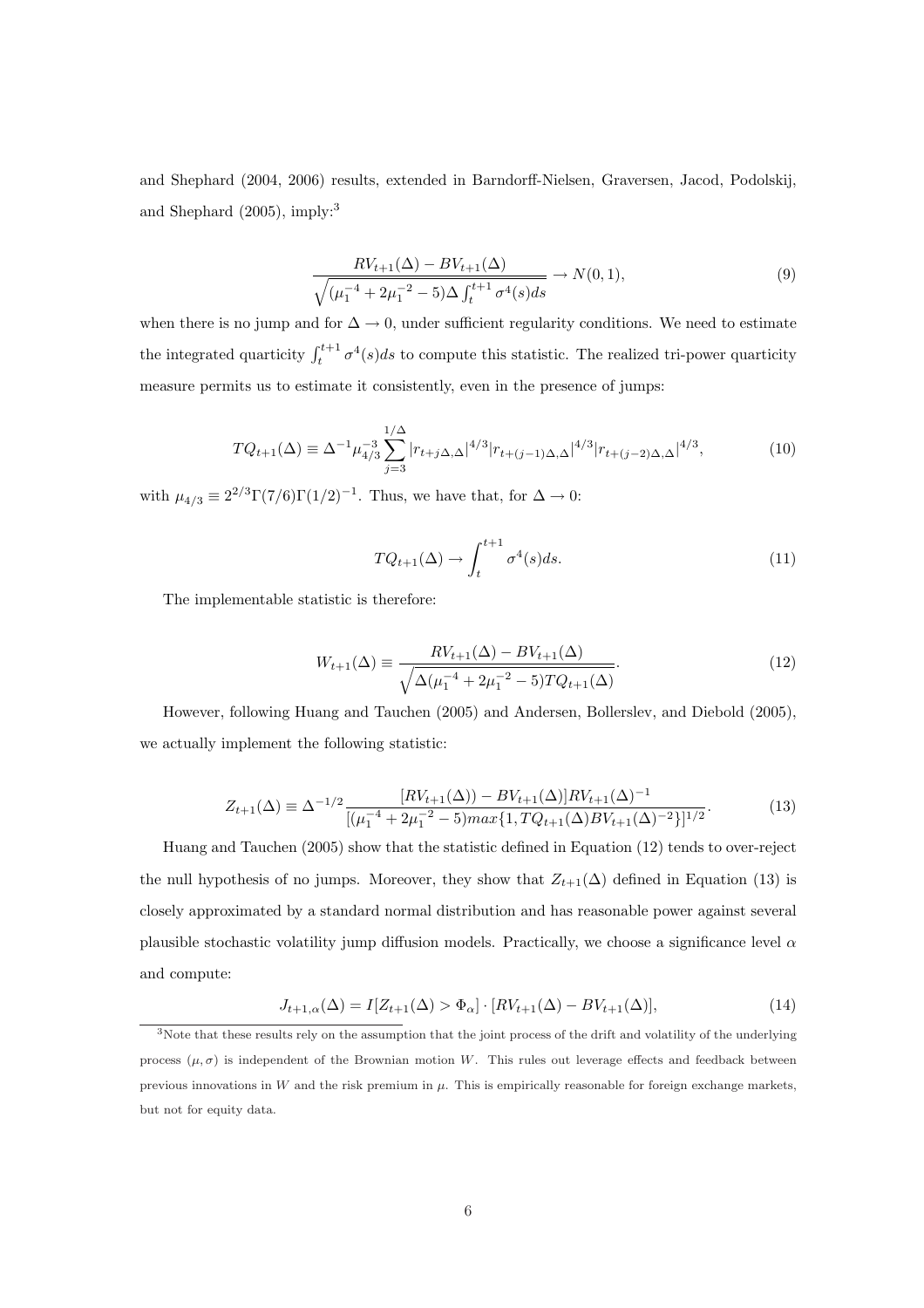and Shephard (2004, 2006) results, extended in Barndorff-Nielsen, Graversen, Jacod, Podolskij, and Shephard (2005), imply:[3]

$$\frac{RV_{t+1}(\Delta) - BV_{t+1}(\Delta)}{\sqrt{(\mu_1^{-4} + 2\mu_1^{-2} - 5)\Delta \int_t^{t+1} \sigma^4(s)ds}} \rightarrow N(0,1), \tag{9}$$

when there is no jump and for $\Delta \rightarrow 0$, under sufficient regularity conditions. We need to estimate the integrated quarticity $\int_t^{t+1} \sigma^4(s)ds$ to compute this statistic. The realized tri-power quarticity measure permits us to estimate it consistently, even in the presence of jumps:

$$TQ_{t+1}(\Delta) \equiv \Delta^{-1}\mu_{4/3}^{-3} \sum_{j=3}^{1/\Delta} |r_{t+j\Delta,\Delta}|^{4/3} |r_{t+(j-1)\Delta,\Delta}|^{4/3} |r_{t+(j-2)\Delta,\Delta}|^{4/3}, \tag{10}$$

with $\mu_{4/3} \equiv 2^{2/3}\Gamma(7/6)\Gamma(1/2)^{-1}$. Thus, we have that, for $\Delta \rightarrow 0$:

$$TQ_{t+1}(\Delta) \rightarrow \int_t^{t+1} \sigma^4(s)ds. \tag{11}$$

The implementable statistic is therefore:

$$W_{t+1}(\Delta) \equiv \frac{RV_{t+1}(\Delta) - BV_{t+1}(\Delta)}{\sqrt{\Delta(\mu_1^{-4} + 2\mu_1^{-2} - 5)TQ_{t+1}(\Delta)}}. \tag{12}$$

However, following Huang and Tauchen (2005) and Andersen, Bollerslev, and Diebold (2005), we actually implement the following statistic:

$$Z_{t+1}(\Delta) \equiv \Delta^{-1/2} \frac{[RV_{t+1}(\Delta)) - BV_{t+1}(\Delta)]RV_{t+1}(\Delta)^{-1}}{[(\mu_1^{-4} + 2\mu_1^{-2} - 5)max\{1, TQ_{t+1}(\Delta)BV_{t+1}(\Delta)^{-2}\}]^{1/2}}. \tag{13}$$

Huang and Tauchen (2005) show that the statistic defined in Equation (12) tends to over-reject the null hypothesis of no jumps. Moreover, they show that $Z_{t+1}(\Delta)$ defined in Equation (13) is closely approximated by a standard normal distribution and has reasonable power against several plausible stochastic volatility jump diffusion models. Practically, we choose a significance level $\alpha$ and compute:

$$J_{t+1,\alpha}(\Delta) = I[Z_{t+1}(\Delta) > \Phi_\alpha] \cdot [RV_{t+1}(\Delta) - BV_{t+1}(\Delta)], \tag{14}$$

[3]Note that these results rely on the assumption that the joint process of the drift and volatility of the underlying process $(\mu, \sigma)$ is independent of the Brownian motion $W$. This rules out leverage effects and feedback between previous innovations in $W$ and the risk premium in $\mu$. This is empirically reasonable for foreign exchange markets, but not for equity data.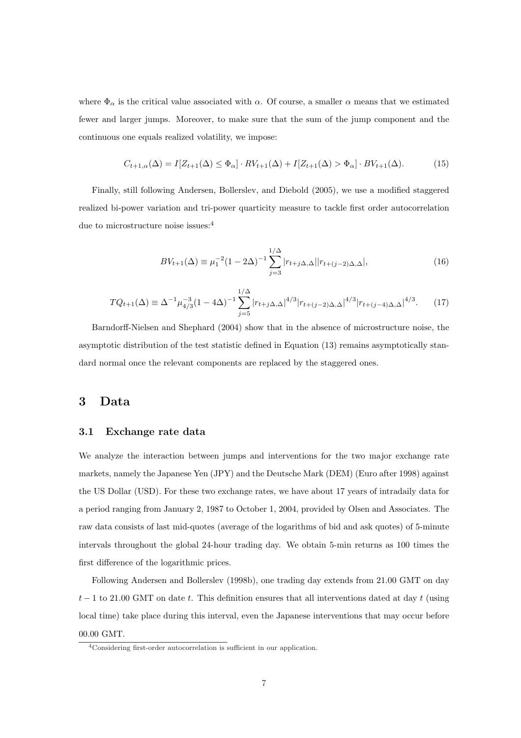where $\Phi_\alpha$ is the critical value associated with $\alpha$. Of course, a smaller $\alpha$ means that we estimated fewer and larger jumps. Moreover, to make sure that the sum of the jump component and the continuous one equals realized volatility, we impose:

$$C_{t+1,\alpha}(\Delta) = I[Z_{t+1}(\Delta) \leq \Phi_\alpha] \cdot RV_{t+1}(\Delta) + I[Z_{t+1}(\Delta) > \Phi_\alpha] \cdot BV_{t+1}(\Delta). \tag{15}$$

Finally, still following Andersen, Bollerslev, and Diebold (2005), we use a modified staggered realized bi-power variation and tri-power quarticity measure to tackle first order autocorrelation due to microstructure noise issues:[4]

$$BV_{t+1}(\Delta) \equiv \mu_1^{-2}(1-2\Delta)^{-1} \sum_{j=3}^{1/\Delta} |r_{t+j\Delta,\Delta}||r_{t+(j-2)\Delta,\Delta}|, \tag{16}$$

$$TQ_{t+1}(\Delta) \equiv \Delta^{-1}\mu_{4/3}^{-3}(1-4\Delta)^{-1} \sum_{j=5}^{1/\Delta} |r_{t+j\Delta,\Delta}|^{4/3}|r_{t+(j-2)\Delta,\Delta}|^{4/3}|r_{t+(j-4)\Delta,\Delta}|^{4/3}. \tag{17}$$

Barndorff-Nielsen and Shephard (2004) show that in the absence of microstructure noise, the asymptotic distribution of the test statistic defined in Equation (13) remains asymptotically standard normal once the relevant components are replaced by the staggered ones.

# 3 Data

## 3.1 Exchange rate data

We analyze the interaction between jumps and interventions for the two major exchange rate markets, namely the Japanese Yen (JPY) and the Deutsche Mark (DEM) (Euro after 1998) against the US Dollar (USD). For these two exchange rates, we have about 17 years of intradaily data for a period ranging from January 2, 1987 to October 1, 2004, provided by Olsen and Associates. The raw data consists of last mid-quotes (average of the logarithms of bid and ask quotes) of 5-minute intervals throughout the global 24-hour trading day. We obtain 5-min returns as 100 times the first difference of the logarithmic prices.

Following Andersen and Bollerslev (1998b), one trading day extends from 21.00 GMT on day $t-1$ to 21.00 GMT on date $t$. This definition ensures that all interventions dated at day $t$ (using local time) take place during this interval, even the Japanese interventions that may occur before 00.00 GMT.

[4] Considering first-order autocorrelation is sufficient in our application.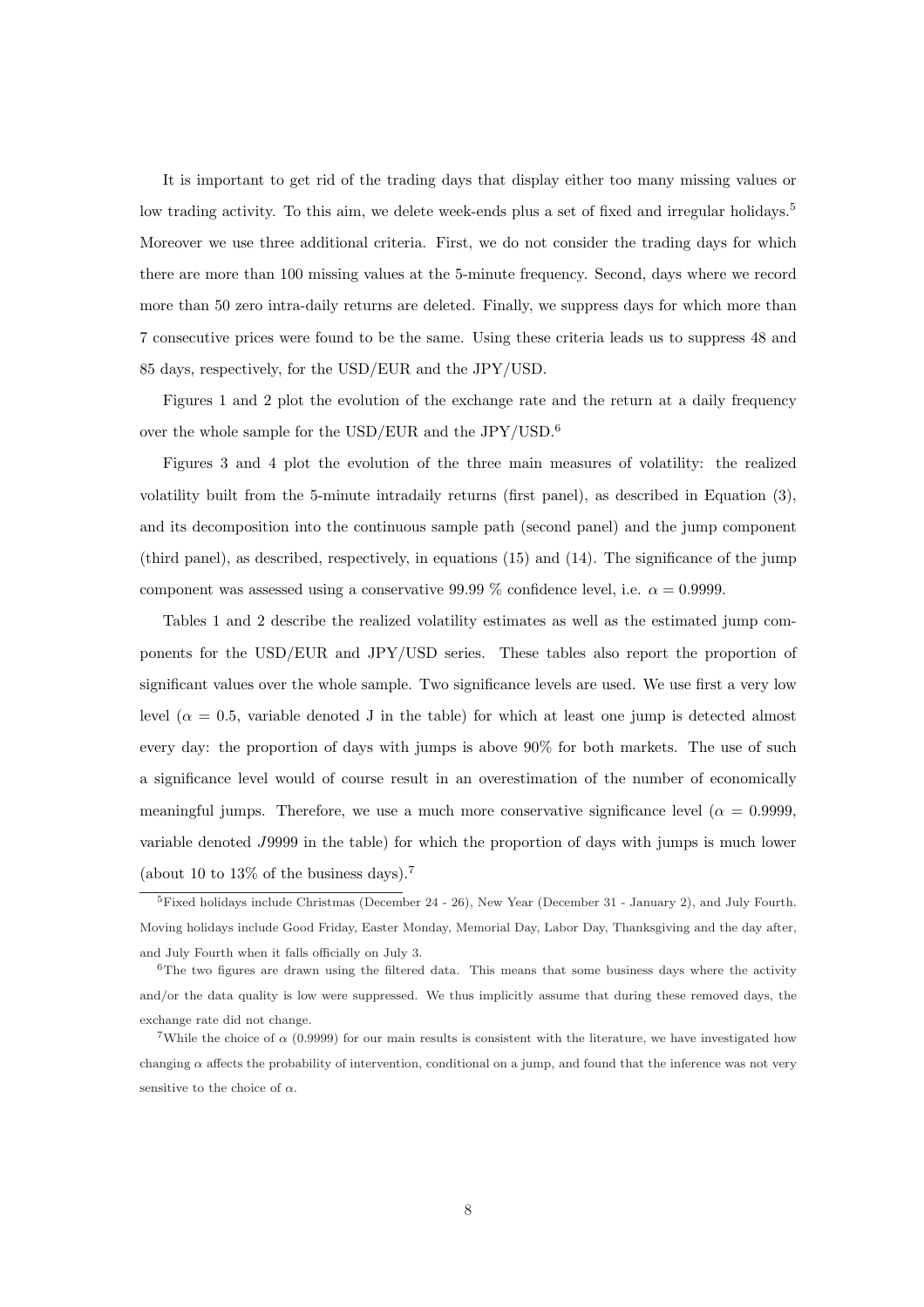It is important to get rid of the trading days that display either too many missing values or low trading activity. To this aim, we delete week-ends plus a set of fixed and irregular holidays.[5] Moreover we use three additional criteria. First, we do not consider the trading days for which there are more than 100 missing values at the 5-minute frequency. Second, days where we record more than 50 zero intra-daily returns are deleted. Finally, we suppress days for which more than 7 consecutive prices were found to be the same. Using these criteria leads us to suppress 48 and 85 days, respectively, for the USD/EUR and the JPY/USD.

Figures 1 and 2 plot the evolution of the exchange rate and the return at a daily frequency over the whole sample for the USD/EUR and the JPY/USD.[6]

Figures 3 and 4 plot the evolution of the three main measures of volatility: the realized volatility built from the 5-minute intradaily returns (first panel), as described in Equation (3), and its decomposition into the continuous sample path (second panel) and the jump component (third panel), as described, respectively, in equations (15) and (14). The significance of the jump component was assessed using a conservative 99.99 % confidence level, i.e. $\alpha = 0.9999$.

Tables 1 and 2 describe the realized volatility estimates as well as the estimated jump components for the USD/EUR and JPY/USD series. These tables also report the proportion of significant values over the whole sample. Two significance levels are used. We use first a very low level ($\alpha = 0.5$, variable denoted J in the table) for which at least one jump is detected almost every day: the proportion of days with jumps is above 90% for both markets. The use of such a significance level would of course result in an overestimation of the number of economically meaningful jumps. Therefore, we use a much more conservative significance level ($\alpha = 0.9999$, variable denoted $J9999$ in the table) for which the proportion of days with jumps is much lower (about 10 to 13% of the business days).[7]

[5] Fixed holidays include Christmas (December 24 - 26), New Year (December 31 - January 2), and July Fourth. Moving holidays include Good Friday, Easter Monday, Memorial Day, Labor Day, Thanksgiving and the day after, and July Fourth when it falls officially on July 3.

[6] The two figures are drawn using the filtered data. This means that some business days where the activity and/or the data quality is low were suppressed. We thus implicitly assume that during these removed days, the exchange rate did not change.

[7] While the choice of $\alpha$ (0.9999) for our main results is consistent with the literature, we have investigated how changing $\alpha$ affects the probability of intervention, conditional on a jump, and found that the inference was not very sensitive to the choice of $\alpha$.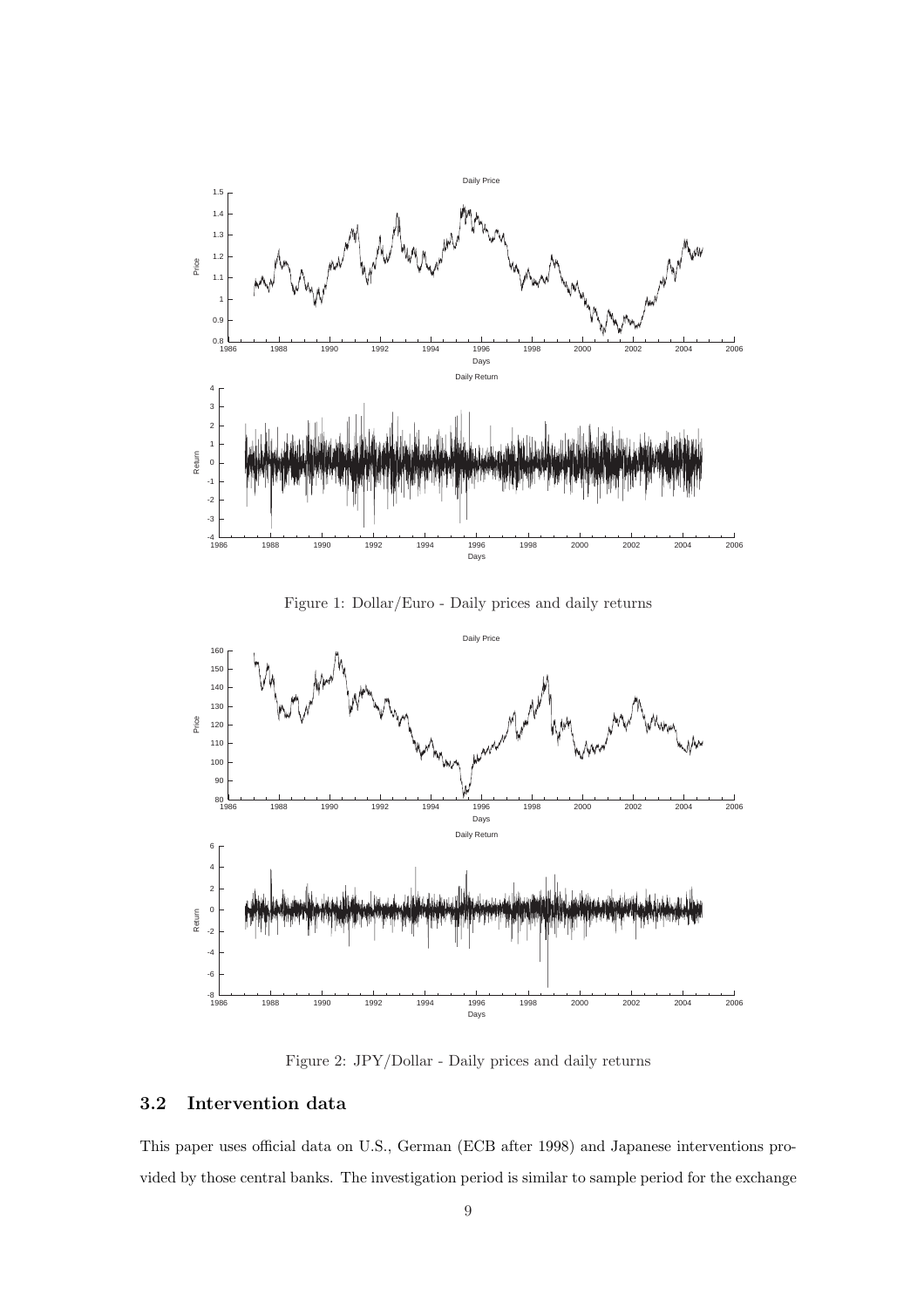Figure 1: Dollar/Euro - Daily prices and daily returns

Figure 2: JPY/Dollar - Daily prices and daily returns

### 3.2 Intervention data

This paper uses official data on U.S., German (ECB after 1998) and Japanese interventions provided by those central banks. The investigation period is similar to sample period for the exchange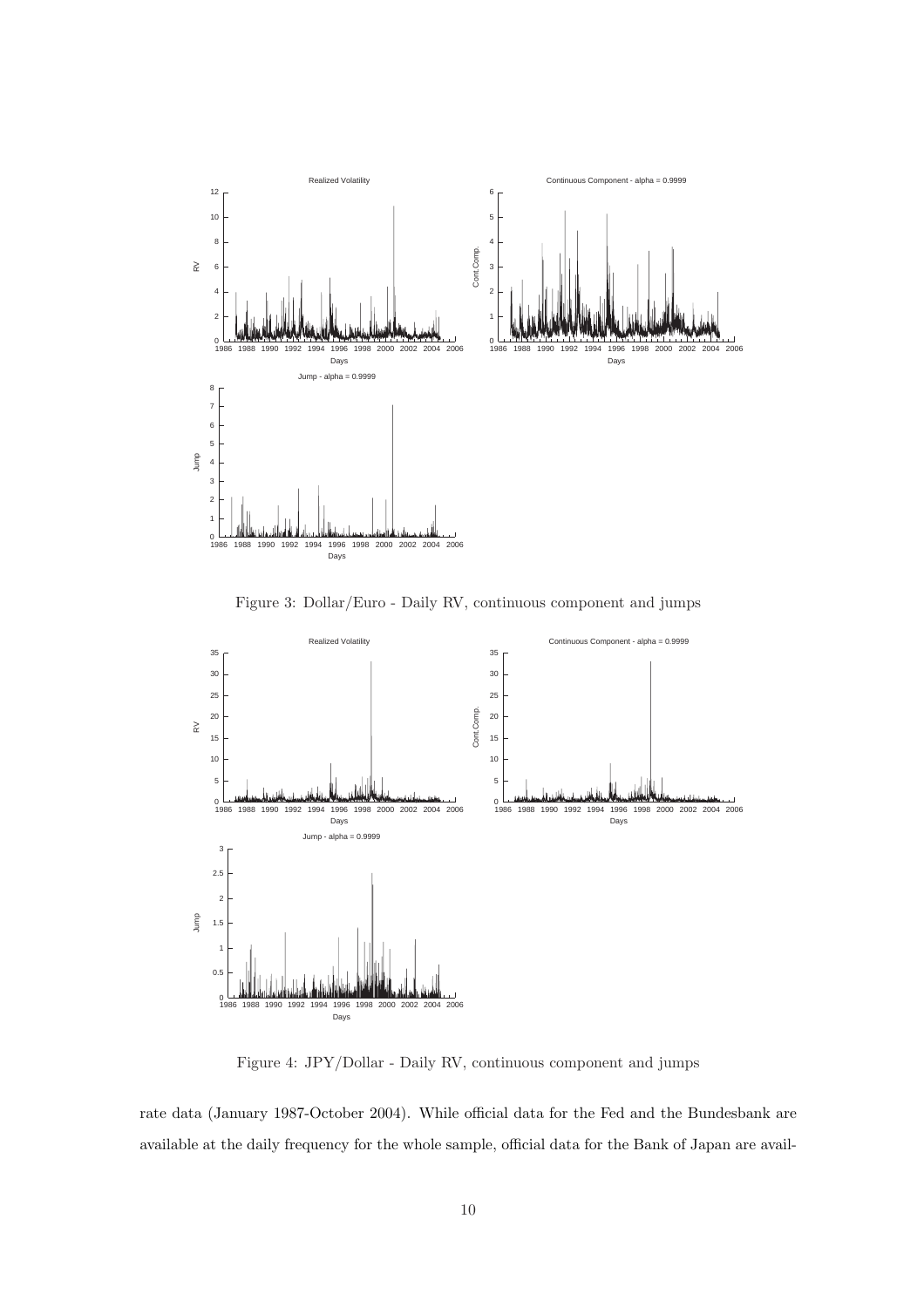Figure 3: Dollar/Euro - Daily RV, continuous component and jumps

Figure 4: JPY/Dollar - Daily RV, continuous component and jumps

rate data (January 1987-October 2004). While official data for the Fed and the Bundesbank are available at the daily frequency for the whole sample, official data for the Bank of Japan are avail-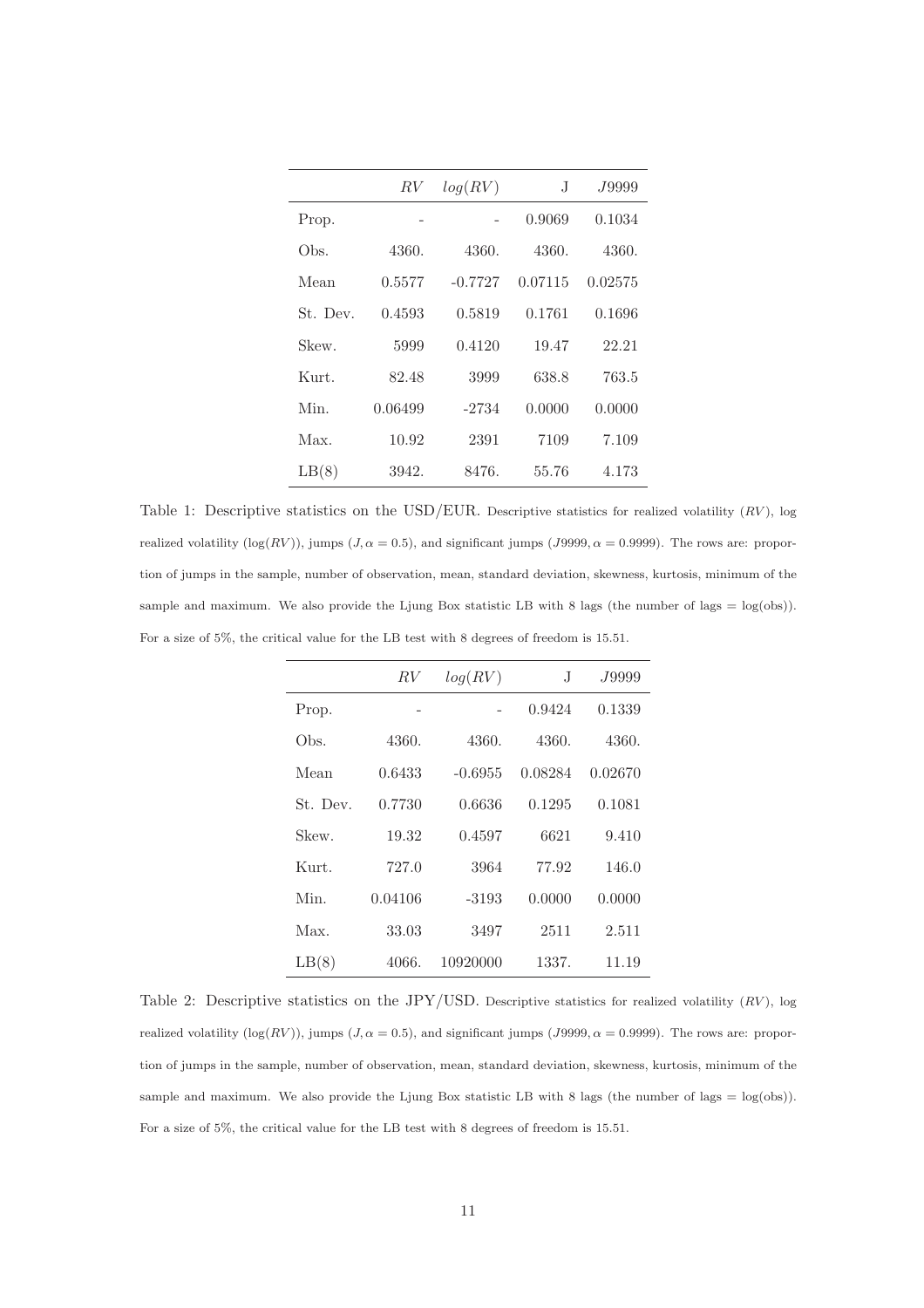|  | $RV$ | $log(RV)$ | J | $J9999$ |
|---|---|---|---|---|
| Prop. | - | - | 0.9069 | 0.1034 |
| Obs. | 4360. | 4360. | 4360. | 4360. |
| Mean | 0.5577 | -0.7727 | 0.07115 | 0.02575 |
| St. Dev. | 0.4593 | 0.5819 | 0.1761 | 0.1696 |
| Skew. | 5999 | 0.4120 | 19.47 | 22.21 |
| Kurt. | 82.48 | 3999 | 638.8 | 763.5 |
| Min. | 0.06499 | -2734 | 0.0000 | 0.0000 |
| Max. | 10.92 | 2391 | 7109 | 7.109 |
| LB(8) | 3942. | 8476. | 55.76 | 4.173 |

Table 1: Descriptive statistics on the USD/EUR. Descriptive statistics for realized volatility ($RV$), log realized volatility ($\log(RV)$), jumps ($J, \alpha = 0.5$), and significant jumps ($J9999, \alpha = 0.9999$). The rows are: proportion of jumps in the sample, number of observation, mean, standard deviation, skewness, kurtosis, minimum of the sample and maximum. We also provide the Ljung Box statistic LB with 8 lags (the number of lags = log(obs)). For a size of 5%, the critical value for the LB test with 8 degrees of freedom is 15.51.

|  | $RV$ | $log(RV)$ | J | $J9999$ |
|---|---|---|---|---|
| Prop. | - | - | 0.9424 | 0.1339 |
| Obs. | 4360. | 4360. | 4360. | 4360. |
| Mean | 0.6433 | -0.6955 | 0.08284 | 0.02670 |
| St. Dev. | 0.7730 | 0.6636 | 0.1295 | 0.1081 |
| Skew. | 19.32 | 0.4597 | 6621 | 9.410 |
| Kurt. | 727.0 | 3964 | 77.92 | 146.0 |
| Min. | 0.04106 | -3193 | 0.0000 | 0.0000 |
| Max. | 33.03 | 3497 | 2511 | 2.511 |
| LB(8) | 4066. | 10920000 | 1337. | 11.19 |

Table 2: Descriptive statistics on the JPY/USD. Descriptive statistics for realized volatility ($RV$), log realized volatility ($\log(RV)$), jumps ($J, \alpha = 0.5$), and significant jumps ($J9999, \alpha = 0.9999$). The rows are: proportion of jumps in the sample, number of observation, mean, standard deviation, skewness, kurtosis, minimum of the sample and maximum. We also provide the Ljung Box statistic LB with 8 lags (the number of lags = log(obs)). For a size of 5%, the critical value for the LB test with 8 degrees of freedom is 15.51.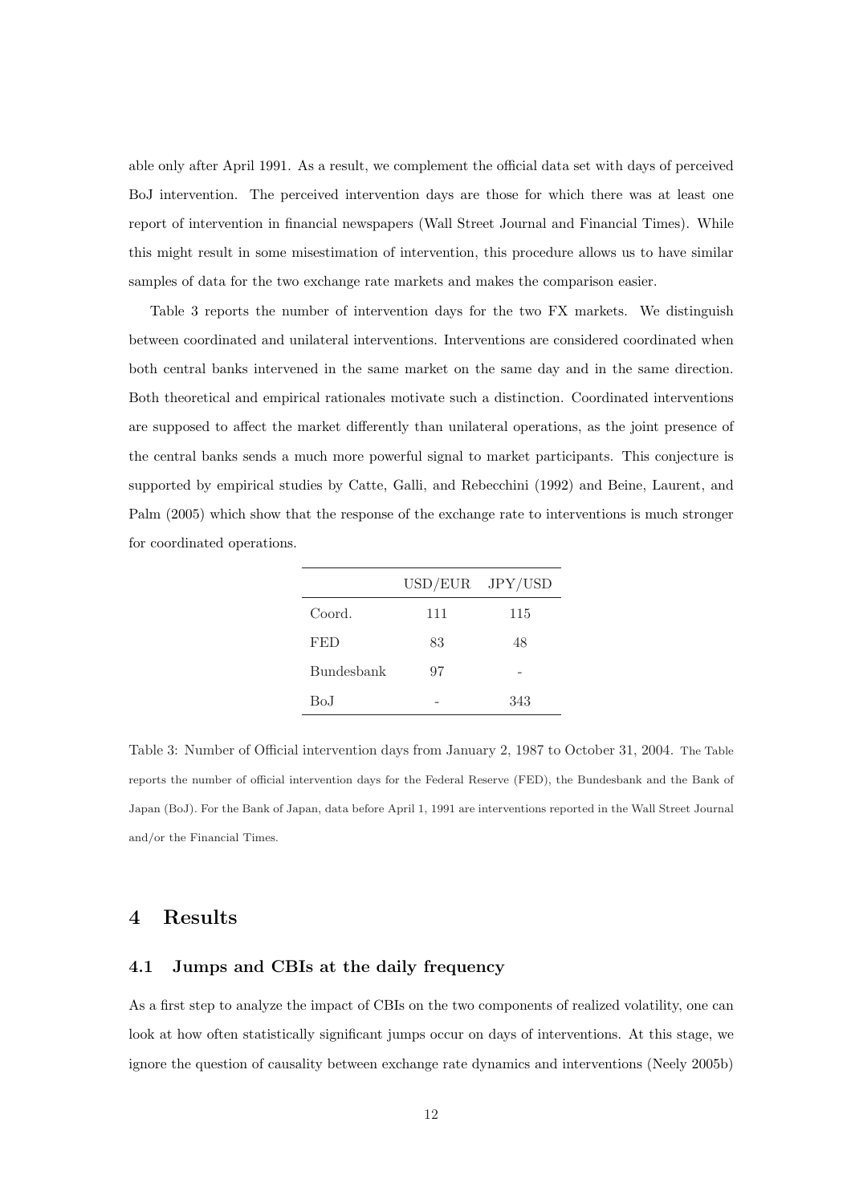able only after April 1991. As a result, we complement the official data set with days of perceived BoJ intervention. The perceived intervention days are those for which there was at least one report of intervention in financial newspapers (Wall Street Journal and Financial Times). While this might result in some misestimation of intervention, this procedure allows us to have similar samples of data for the two exchange rate markets and makes the comparison easier.

Table 3 reports the number of intervention days for the two FX markets. We distinguish between coordinated and unilateral interventions. Interventions are considered coordinated when both central banks intervened in the same market on the same day and in the same direction. Both theoretical and empirical rationales motivate such a distinction. Coordinated interventions are supposed to affect the market differently than unilateral operations, as the joint presence of the central banks sends a much more powerful signal to market participants. This conjecture is supported by empirical studies by Catte, Galli, and Rebecchini (1992) and Beine, Laurent, and Palm (2005) which show that the response of the exchange rate to interventions is much stronger for coordinated operations.

| | USD/EUR | JPY/USD |
|---|---|---|
| Coord. | 111 | 115 |
| FED | 83 | 48 |
| Bundesbank | 97 | - |
| BoJ | - | 343 |

Table 3: Number of Official intervention days from January 2, 1987 to October 31, 2004. The Table reports the number of official intervention days for the Federal Reserve (FED), the Bundesbank and the Bank of Japan (BoJ). For the Bank of Japan, data before April 1, 1991 are interventions reported in the Wall Street Journal and/or the Financial Times.

# 4 Results

## 4.1 Jumps and CBIs at the daily frequency

As a first step to analyze the impact of CBIs on the two components of realized volatility, one can look at how often statistically significant jumps occur on days of interventions. At this stage, we ignore the question of causality between exchange rate dynamics and interventions (Neely 2005b)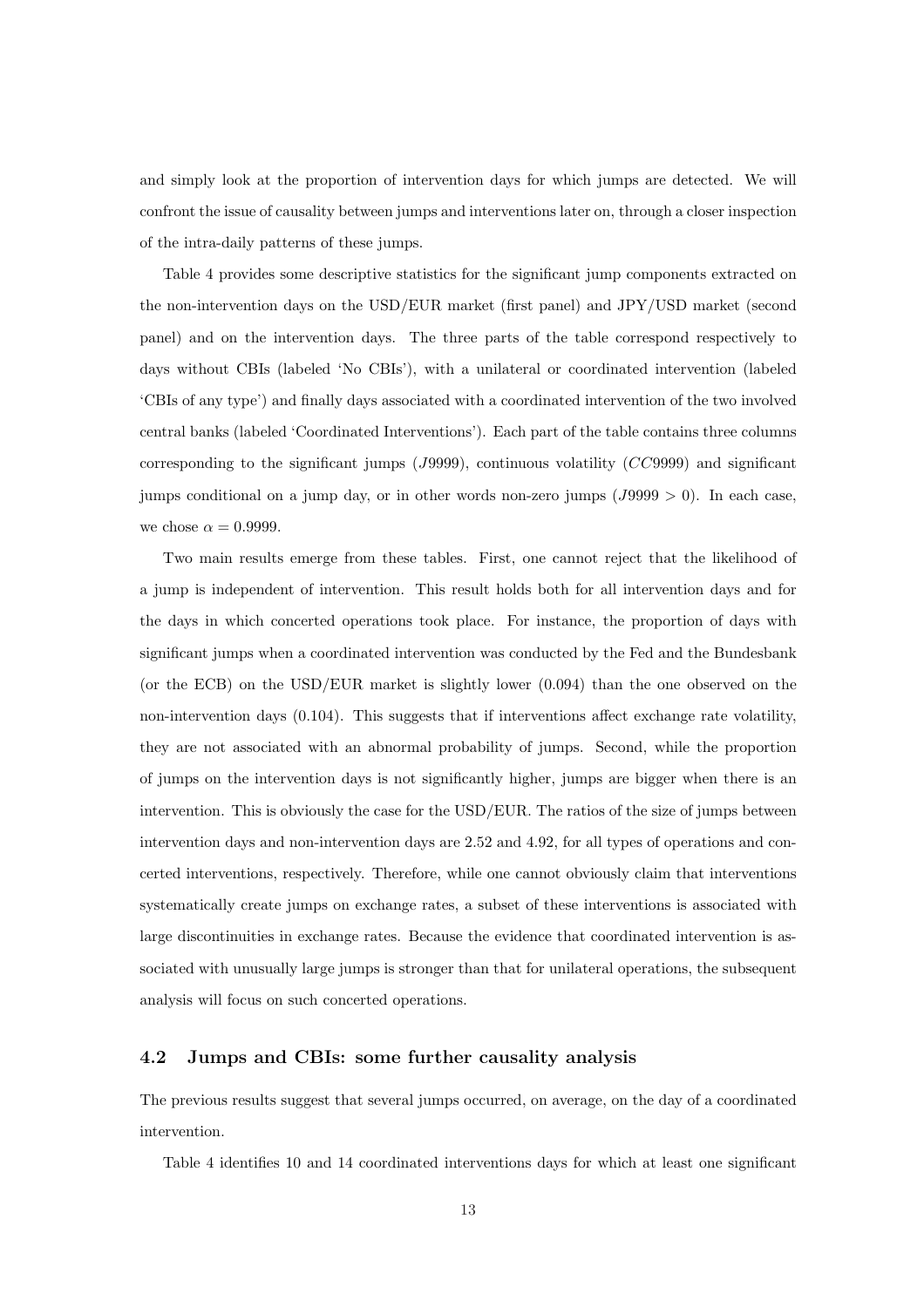and simply look at the proportion of intervention days for which jumps are detected. We will confront the issue of causality between jumps and interventions later on, through a closer inspection of the intra-daily patterns of these jumps.

Table 4 provides some descriptive statistics for the significant jump components extracted on the non-intervention days on the USD/EUR market (first panel) and JPY/USD market (second panel) and on the intervention days. The three parts of the table correspond respectively to days without CBIs (labeled 'No CBIs'), with a unilateral or coordinated intervention (labeled 'CBIs of any type') and finally days associated with a coordinated intervention of the two involved central banks (labeled 'Coordinated Interventions'). Each part of the table contains three columns corresponding to the significant jumps ($J9999$), continuous volatility ($CC9999$) and significant jumps conditional on a jump day, or in other words non-zero jumps ($J9999 > 0$). In each case, we chose $\alpha = 0.9999$.

Two main results emerge from these tables. First, one cannot reject that the likelihood of a jump is independent of intervention. This result holds both for all intervention days and for the days in which concerted operations took place. For instance, the proportion of days with significant jumps when a coordinated intervention was conducted by the Fed and the Bundesbank (or the ECB) on the USD/EUR market is slightly lower (0.094) than the one observed on the non-intervention days (0.104). This suggests that if interventions affect exchange rate volatility, they are not associated with an abnormal probability of jumps. Second, while the proportion of jumps on the intervention days is not significantly higher, jumps are bigger when there is an intervention. This is obviously the case for the USD/EUR. The ratios of the size of jumps between intervention days and non-intervention days are 2.52 and 4.92, for all types of operations and concerted interventions, respectively. Therefore, while one cannot obviously claim that interventions systematically create jumps on exchange rates, a subset of these interventions is associated with large discontinuities in exchange rates. Because the evidence that coordinated intervention is associated with unusually large jumps is stronger than that for unilateral operations, the subsequent analysis will focus on such concerted operations.

### 4.2 Jumps and CBIs: some further causality analysis

The previous results suggest that several jumps occurred, on average, on the day of a coordinated intervention.

Table 4 identifies 10 and 14 coordinated interventions days for which at least one significant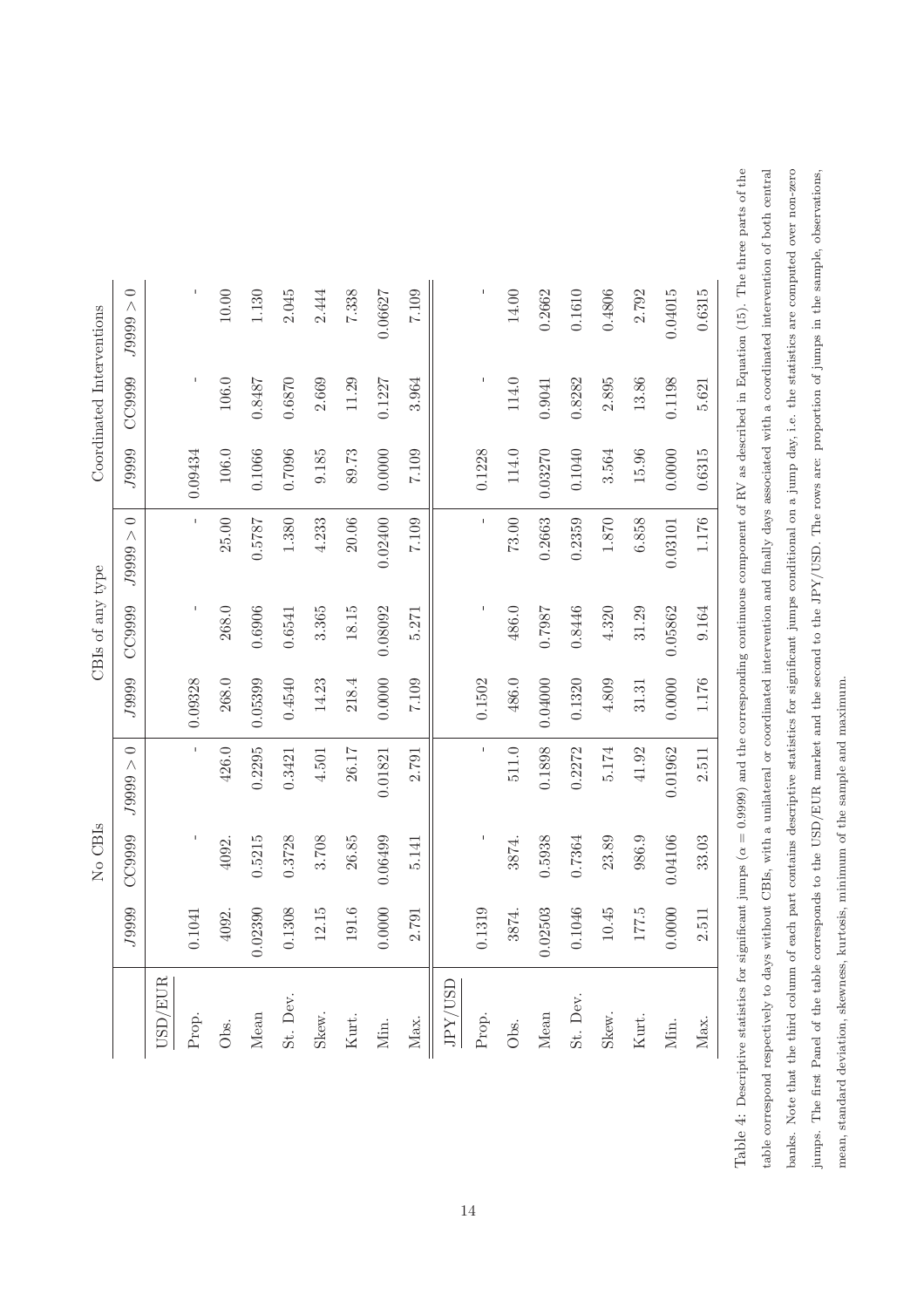| | No CBIs | | | CBIs of any type | | | Coordinated Interventions | | |
|---|---|---|---|---|---|---|---|---|---|
| | $J9999$ | $CC9999$ | $J9999 > 0$ | $J9999$ | $CC9999$ | $J9999 > 0$ | $J9999$ | $CC9999$ | $J9999 > 0$ |
| USD/EUR | | | | | | | | | |
| Prop. | 0.1041 | - | - | 0.09328 | - | - | 0.09434 | - | - |
| Obs. | 4092. | 4092. | 426.0 | 268.0 | 268.0 | 25.00 | 106.0 | 106.0 | 10.00 |
| Mean | 0.02390 | 0.5215 | 0.2295 | 0.05399 | 0.6906 | 0.5787 | 0.1066 | 0.8487 | 1.130 |
| St. Dev. | 0.1308 | 0.3728 | 0.3421 | 0.4540 | 0.6541 | 1.380 | 0.7096 | 0.6870 | 2.045 |
| Skew. | 12.15 | 3.708 | 4.501 | 14.23 | 3.365 | 4.233 | 9.185 | 2.669 | 2.444 |
| Kurt. | 191.6 | 26.85 | 26.17 | 218.4 | 18.15 | 20.06 | 89.73 | 11.29 | 7.338 |
| Min. | 0.0000 | 0.06499 | 0.01821 | 0.0000 | 0.08092 | 0.02400 | 0.0000 | 0.1227 | 0.06627 |
| Max. | 2.791 | 5.141 | 2.791 | 7.109 | 5.271 | 7.109 | 7.109 | 3.964 | 7.109 |
| JPY/USD | | | | | | | | | |
| Prop. | 0.1319 | - | - | 0.1502 | - | - | 0.1228 | - | - |
| Obs. | 3874. | 3874. | 511.0 | 486.0 | 486.0 | 73.00 | 114.0 | 114.0 | 14.00 |
| Mean | 0.02503 | 0.5938 | 0.1898 | 0.04000 | 0.7987 | 0.2663 | 0.03270 | 0.9041 | 0.2662 |
| St. Dev. | 0.1046 | 0.7364 | 0.2272 | 0.1320 | 0.8446 | 0.2359 | 0.1040 | 0.8282 | 0.1610 |
| Skew. | 10.45 | 23.89 | 5.174 | 4.809 | 4.320 | 1.870 | 3.564 | 2.895 | 0.4806 |
| Kurt. | 177.5 | 986.9 | 41.92 | 31.31 | 31.29 | 6.858 | 15.96 | 13.86 | 2.792 |
| Min. | 0.0000 | 0.04106 | 0.01962 | 0.0000 | 0.05862 | 0.03101 | 0.0000 | 0.1198 | 0.04015 |
| Max. | 2.511 | 33.03 | 2.511 | 1.176 | 9.164 | 1.176 | 0.6315 | 5.621 | 0.6315 |

Table 4: Descriptive statistics for significant jumps ($\alpha = 0.9999$) and the corresponding continuous component of RV as described in Equation (15). The three parts of the table correspond respectively to days without CBIs, with a unilateral or coordinated intervention and finally days associated with a coordinated intervention of both central banks. Note that the third column of each part contains descriptive statistics for significant jumps conditional on a jump day, i.e. the statistics are computed over non-zero jumps. The first Panel of the table corresponds to the USD/EUR market and the second to the JPY/USD. The rows are: proportion of jumps in the sample, observations, mean, standard deviation, skewness, kurtosis, minimum of the sample and maximum.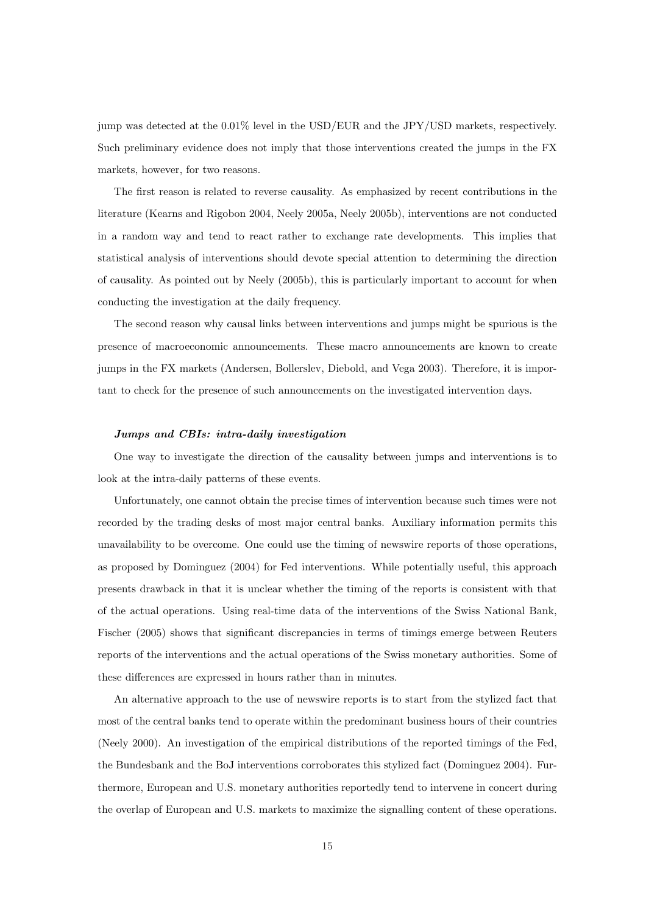jump was detected at the 0.01% level in the USD/EUR and the JPY/USD markets, respectively. Such preliminary evidence does not imply that those interventions created the jumps in the FX markets, however, for two reasons.

The first reason is related to reverse causality. As emphasized by recent contributions in the literature (Kearns and Rigobon 2004, Neely 2005a, Neely 2005b), interventions are not conducted in a random way and tend to react rather to exchange rate developments. This implies that statistical analysis of interventions should devote special attention to determining the direction of causality. As pointed out by Neely (2005b), this is particularly important to account for when conducting the investigation at the daily frequency.

The second reason why causal links between interventions and jumps might be spurious is the presence of macroeconomic announcements. These macro announcements are known to create jumps in the FX markets (Andersen, Bollerslev, Diebold, and Vega 2003). Therefore, it is important to check for the presence of such announcements on the investigated intervention days.

***Jumps and CBIs: intra-daily investigation***

One way to investigate the direction of the causality between jumps and interventions is to look at the intra-daily patterns of these events.

Unfortunately, one cannot obtain the precise times of intervention because such times were not recorded by the trading desks of most major central banks. Auxiliary information permits this unavailability to be overcome. One could use the timing of newswire reports of those operations, as proposed by Dominguez (2004) for Fed interventions. While potentially useful, this approach presents drawback in that it is unclear whether the timing of the reports is consistent with that of the actual operations. Using real-time data of the interventions of the Swiss National Bank, Fischer (2005) shows that significant discrepancies in terms of timings emerge between Reuters reports of the interventions and the actual operations of the Swiss monetary authorities. Some of these differences are expressed in hours rather than in minutes.

An alternative approach to the use of newswire reports is to start from the stylized fact that most of the central banks tend to operate within the predominant business hours of their countries (Neely 2000). An investigation of the empirical distributions of the reported timings of the Fed, the Bundesbank and the BoJ interventions corroborates this stylized fact (Dominguez 2004). Furthermore, European and U.S. monetary authorities reportedly tend to intervene in concert during the overlap of European and U.S. markets to maximize the signalling content of these operations.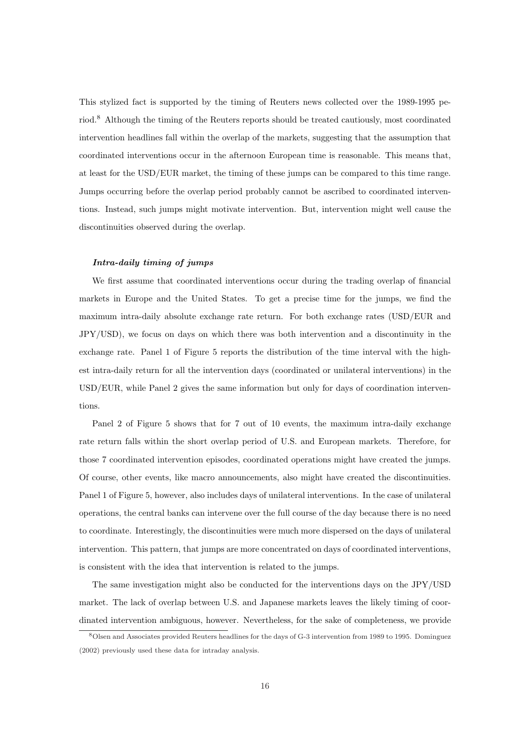This stylized fact is supported by the timing of Reuters news collected over the 1989-1995 period.[8] Although the timing of the Reuters reports should be treated cautiously, most coordinated intervention headlines fall within the overlap of the markets, suggesting that the assumption that coordinated interventions occur in the afternoon European time is reasonable. This means that, at least for the USD/EUR market, the timing of these jumps can be compared to this time range. Jumps occurring before the overlap period probably cannot be ascribed to coordinated interventions. Instead, such jumps might motivate intervention. But, intervention might well cause the discontinuities observed during the overlap.

***Intra-daily timing of jumps***

We first assume that coordinated interventions occur during the trading overlap of financial markets in Europe and the United States. To get a precise time for the jumps, we find the maximum intra-daily absolute exchange rate return. For both exchange rates (USD/EUR and JPY/USD), we focus on days on which there was both intervention and a discontinuity in the exchange rate. Panel 1 of Figure 5 reports the distribution of the time interval with the highest intra-daily return for all the intervention days (coordinated or unilateral interventions) in the USD/EUR, while Panel 2 gives the same information but only for days of coordination interventions.

Panel 2 of Figure 5 shows that for 7 out of 10 events, the maximum intra-daily exchange rate return falls within the short overlap period of U.S. and European markets. Therefore, for those 7 coordinated intervention episodes, coordinated operations might have created the jumps. Of course, other events, like macro announcements, also might have created the discontinuities. Panel 1 of Figure 5, however, also includes days of unilateral interventions. In the case of unilateral operations, the central banks can intervene over the full course of the day because there is no need to coordinate. Interestingly, the discontinuities were much more dispersed on the days of unilateral intervention. This pattern, that jumps are more concentrated on days of coordinated interventions, is consistent with the idea that intervention is related to the jumps.

The same investigation might also be conducted for the interventions days on the JPY/USD market. The lack of overlap between U.S. and Japanese markets leaves the likely timing of coordinated intervention ambiguous, however. Nevertheless, for the sake of completeness, we provide

[8] Olsen and Associates provided Reuters headlines for the days of G-3 intervention from 1989 to 1995. Dominguez (2002) previously used these data for intraday analysis.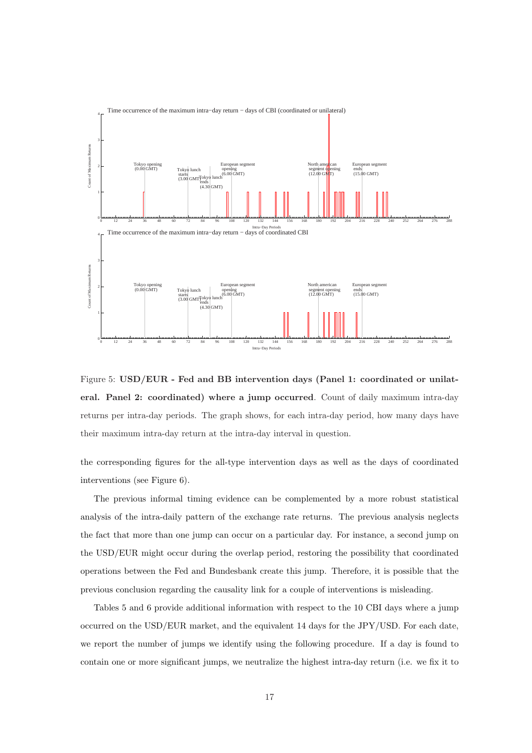Figure 5: **USD/EUR - Fed and BB intervention days (Panel 1: coordinated or unilateral. Panel 2: coordinated) where a jump occurred**. Count of daily maximum intra-day returns per intra-day periods. The graph shows, for each intra-day period, how many days have their maximum intra-day return at the intra-day interval in question.

the corresponding figures for the all-type intervention days as well as the days of coordinated interventions (see Figure 6).

The previous informal timing evidence can be complemented by a more robust statistical analysis of the intra-daily pattern of the exchange rate returns. The previous analysis neglects the fact that more than one jump can occur on a particular day. For instance, a second jump on the USD/EUR might occur during the overlap period, restoring the possibility that coordinated operations between the Fed and Bundesbank create this jump. Therefore, it is possible that the previous conclusion regarding the causality link for a couple of interventions is misleading.

Tables 5 and 6 provide additional information with respect to the 10 CBI days where a jump occurred on the USD/EUR market, and the equivalent 14 days for the JPY/USD. For each date, we report the number of jumps we identify using the following procedure. If a day is found to contain one or more significant jumps, we neutralize the highest intra-day return (i.e. we fix it to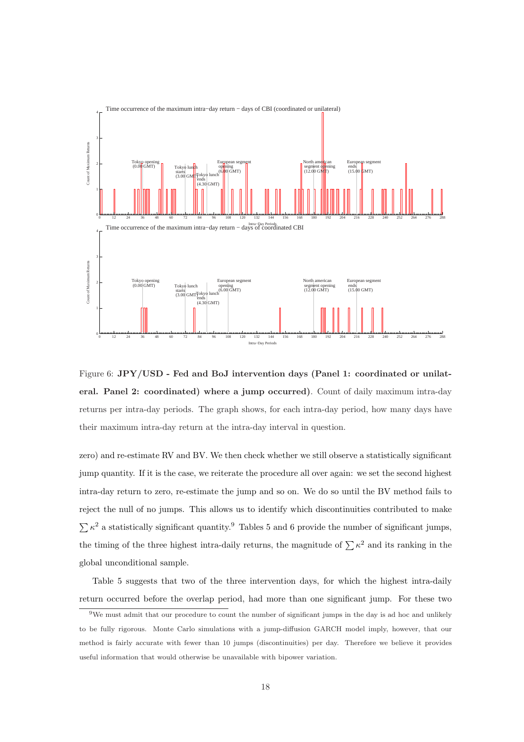Figure 6: **JPY/USD - Fed and BoJ intervention days (Panel 1: coordinated or unilateral. Panel 2: coordinated) where a jump occurred)**. Count of daily maximum intra-day returns per intra-day periods. The graph shows, for each intra-day period, how many days have their maximum intra-day return at the intra-day interval in question.

zero) and re-estimate RV and BV. We then check whether we still observe a statistically significant jump quantity. If it is the case, we reiterate the procedure all over again: we set the second highest intra-day return to zero, re-estimate the jump and so on. We do so until the BV method fails to reject the null of no jumps. This allows us to identify which discontinuities contributed to make $\sum \kappa^2$ a statistically significant quantity.[9] Tables 5 and 6 provide the number of significant jumps, the timing of the three highest intra-daily returns, the magnitude of $\sum \kappa^2$ and its ranking in the global unconditional sample.

Table 5 suggests that two of the three intervention days, for which the highest intra-daily return occurred before the overlap period, had more than one significant jump. For these two

[9] We must admit that our procedure to count the number of significant jumps in the day is ad hoc and unlikely to be fully rigorous. Monte Carlo simulations with a jump-diffusion GARCH model imply, however, that our method is fairly accurate with fewer than 10 jumps (discontinuities) per day. Therefore we believe it provides useful information that would otherwise be unavailable with bipower variation.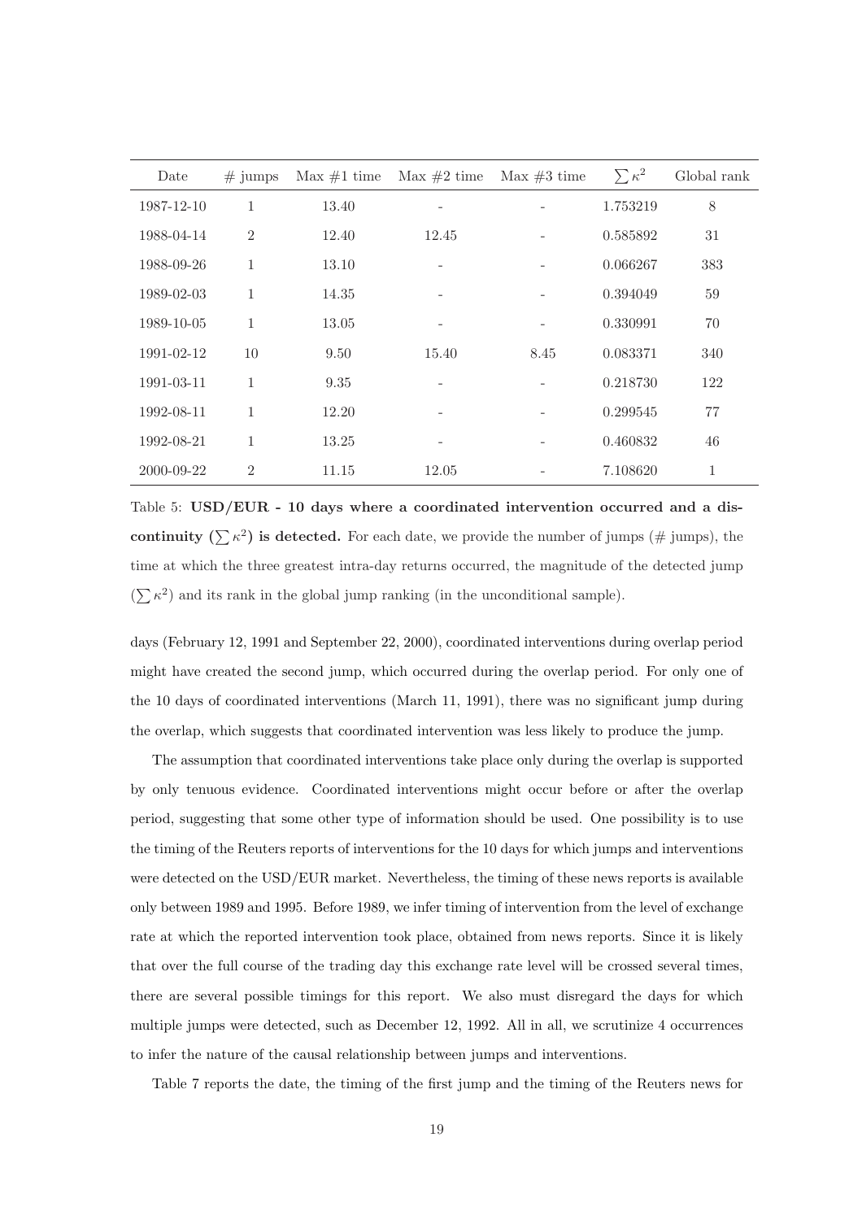| Date | # jumps | Max #1 time | Max #2 time | Max #3 time | $\sum \kappa^2$ | Global rank |
|---|---|---|---|---|---|---|
| 1987-12-10 | 1 | 13.40 | - | - | 1.753219 | 8 |
| 1988-04-14 | 2 | 12.40 | 12.45 | - | 0.585892 | 31 |
| 1988-09-26 | 1 | 13.10 | - | - | 0.066267 | 383 |
| 1989-02-03 | 1 | 14.35 | - | - | 0.394049 | 59 |
| 1989-10-05 | 1 | 13.05 | - | - | 0.330991 | 70 |
| 1991-02-12 | 10 | 9.50 | 15.40 | 8.45 | 0.083371 | 340 |
| 1991-03-11 | 1 | 9.35 | - | - | 0.218730 | 122 |
| 1992-08-11 | 1 | 12.20 | - | - | 0.299545 | 77 |
| 1992-08-21 | 1 | 13.25 | - | - | 0.460832 | 46 |
| 2000-09-22 | 2 | 11.15 | 12.05 | - | 7.108620 | 1 |

Table 5: **USD/EUR - 10 days where a coordinated intervention occurred and a discontinuity ($\sum \kappa^2$) is detected.** For each date, we provide the number of jumps (# jumps), the time at which the three greatest intra-day returns occurred, the magnitude of the detected jump ($\sum \kappa^2$) and its rank in the global jump ranking (in the unconditional sample).

days (February 12, 1991 and September 22, 2000), coordinated interventions during overlap period might have created the second jump, which occurred during the overlap period. For only one of the 10 days of coordinated interventions (March 11, 1991), there was no significant jump during the overlap, which suggests that coordinated intervention was less likely to produce the jump.

The assumption that coordinated interventions take place only during the overlap is supported by only tenuous evidence. Coordinated interventions might occur before or after the overlap period, suggesting that some other type of information should be used. One possibility is to use the timing of the Reuters reports of interventions for the 10 days for which jumps and interventions were detected on the USD/EUR market. Nevertheless, the timing of these news reports is available only between 1989 and 1995. Before 1989, we infer timing of intervention from the level of exchange rate at which the reported intervention took place, obtained from news reports. Since it is likely that over the full course of the trading day this exchange rate level will be crossed several times, there are several possible timings for this report. We also must disregard the days for which multiple jumps were detected, such as December 12, 1992. All in all, we scrutinize 4 occurrences to infer the nature of the causal relationship between jumps and interventions.

Table 7 reports the date, the timing of the first jump and the timing of the Reuters news for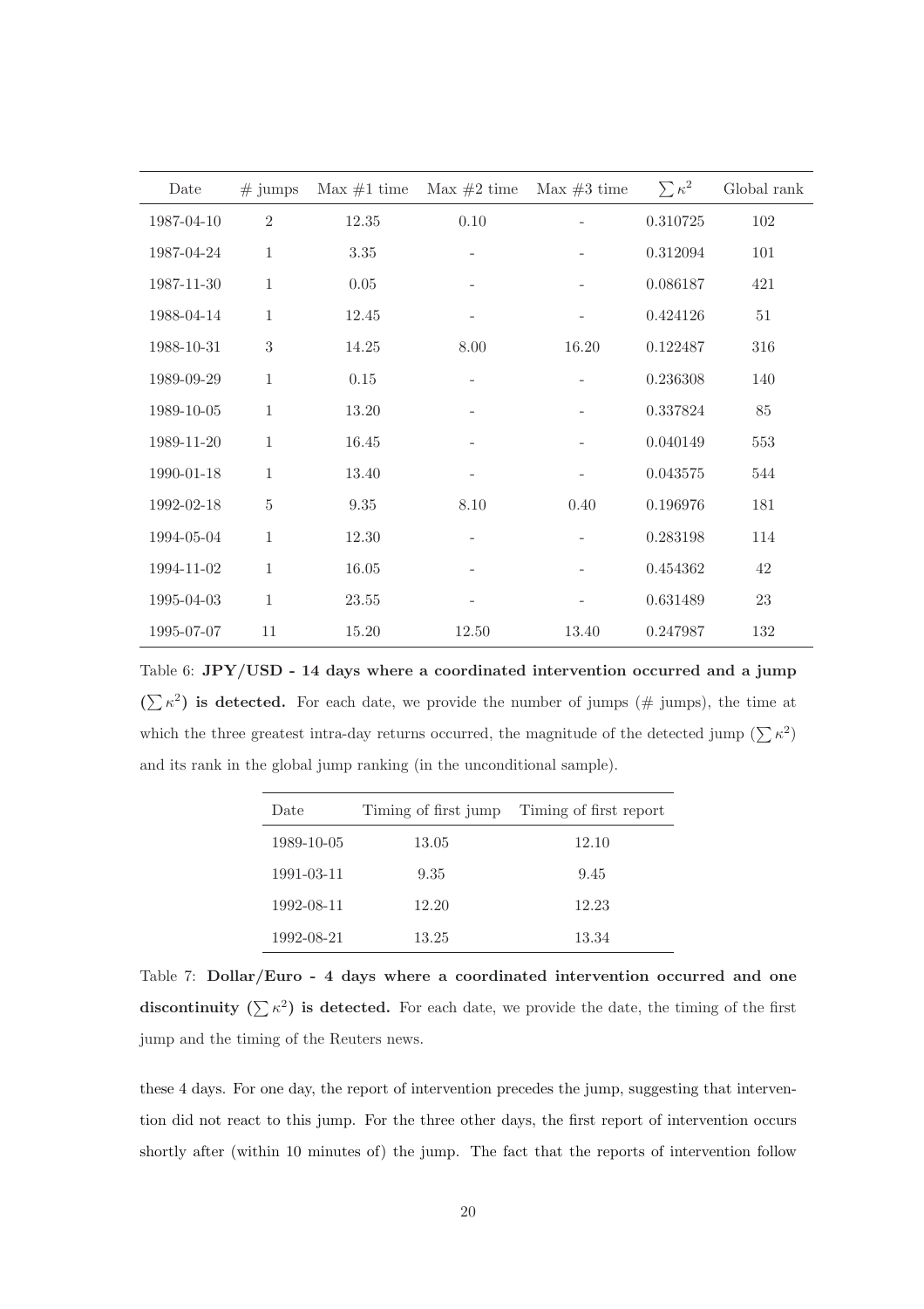| Date | # jumps | Max #1 time | Max #2 time | Max #3 time | $\sum \kappa^2$ | Global rank |
|---|---|---|---|---|---|---|
| 1987-04-10 | 2 | 12.35 | 0.10 | - | 0.310725 | 102 |
| 1987-04-24 | 1 | 3.35 | - | - | 0.312094 | 101 |
| 1987-11-30 | 1 | 0.05 | - | - | 0.086187 | 421 |
| 1988-04-14 | 1 | 12.45 | - | - | 0.424126 | 51 |
| 1988-10-31 | 3 | 14.25 | 8.00 | 16.20 | 0.122487 | 316 |
| 1989-09-29 | 1 | 0.15 | - | - | 0.236308 | 140 |
| 1989-10-05 | 1 | 13.20 | - | - | 0.337824 | 85 |
| 1989-11-20 | 1 | 16.45 | - | - | 0.040149 | 553 |
| 1990-01-18 | 1 | 13.40 | - | - | 0.043575 | 544 |
| 1992-02-18 | 5 | 9.35 | 8.10 | 0.40 | 0.196976 | 181 |
| 1994-05-04 | 1 | 12.30 | - | - | 0.283198 | 114 |
| 1994-11-02 | 1 | 16.05 | - | - | 0.454362 | 42 |
| 1995-04-03 | 1 | 23.55 | - | - | 0.631489 | 23 |
| 1995-07-07 | 11 | 15.20 | 12.50 | 13.40 | 0.247987 | 132 |

Table 6: **JPY/USD - 14 days where a coordinated intervention occurred and a jump ($\sum \kappa^2$) is detected.** For each date, we provide the number of jumps (# jumps), the time at which the three greatest intra-day returns occurred, the magnitude of the detected jump ($\sum \kappa^2$) and its rank in the global jump ranking (in the unconditional sample).

| Date | Timing of first jump | Timing of first report |
|---|---|---|
| 1989-10-05 | 13.05 | 12.10 |
| 1991-03-11 | 9.35 | 9.45 |
| 1992-08-11 | 12.20 | 12.23 |
| 1992-08-21 | 13.25 | 13.34 |

Table 7: **Dollar/Euro - 4 days where a coordinated intervention occurred and one discontinuity ($\sum \kappa^2$) is detected.** For each date, we provide the date, the timing of the first jump and the timing of the Reuters news.

these 4 days. For one day, the report of intervention precedes the jump, suggesting that intervention did not react to this jump. For the three other days, the first report of intervention occurs shortly after (within 10 minutes of) the jump. The fact that the reports of intervention follow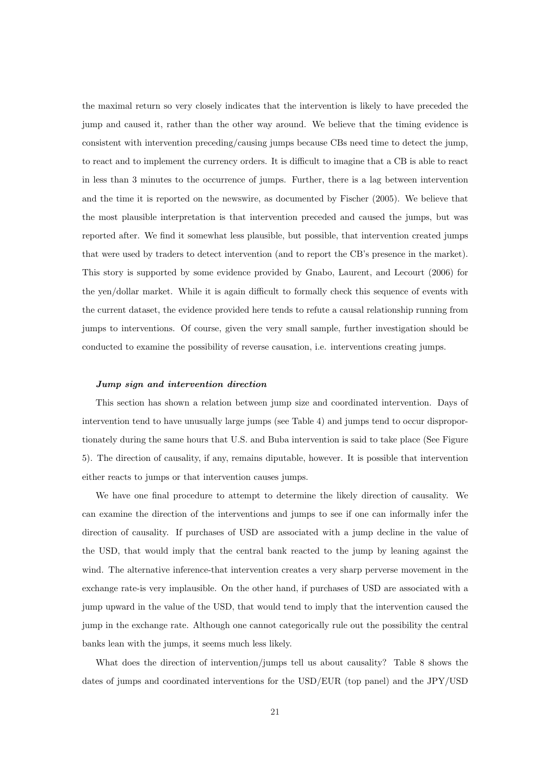the maximal return so very closely indicates that the intervention is likely to have preceded the jump and caused it, rather than the other way around. We believe that the timing evidence is consistent with intervention preceding/causing jumps because CBs need time to detect the jump, to react and to implement the currency orders. It is difficult to imagine that a CB is able to react in less than 3 minutes to the occurrence of jumps. Further, there is a lag between intervention and the time it is reported on the newswire, as documented by Fischer (2005). We believe that the most plausible interpretation is that intervention preceded and caused the jumps, but was reported after. We find it somewhat less plausible, but possible, that intervention created jumps that were used by traders to detect intervention (and to report the CB's presence in the market). This story is supported by some evidence provided by Gnabo, Laurent, and Lecourt (2006) for the yen/dollar market. While it is again difficult to formally check this sequence of events with the current dataset, the evidence provided here tends to refute a causal relationship running from jumps to interventions. Of course, given the very small sample, further investigation should be conducted to examine the possibility of reverse causation, i.e. interventions creating jumps.

***Jump sign and intervention direction***

This section has shown a relation between jump size and coordinated intervention. Days of intervention tend to have unusually large jumps (see Table 4) and jumps tend to occur disproportionately during the same hours that U.S. and Buba intervention is said to take place (See Figure 5). The direction of causality, if any, remains diputable, however. It is possible that intervention either reacts to jumps or that intervention causes jumps.

We have one final procedure to attempt to determine the likely direction of causality. We can examine the direction of the interventions and jumps to see if one can informally infer the direction of causality. If purchases of USD are associated with a jump decline in the value of the USD, that would imply that the central bank reacted to the jump by leaning against the wind. The alternative inference-that intervention creates a very sharp perverse movement in the exchange rate-is very implausible. On the other hand, if purchases of USD are associated with a jump upward in the value of the USD, that would tend to imply that the intervention caused the jump in the exchange rate. Although one cannot categorically rule out the possibility the central banks lean with the jumps, it seems much less likely.

What does the direction of intervention/jumps tell us about causality? Table 8 shows the dates of jumps and coordinated interventions for the USD/EUR (top panel) and the JPY/USD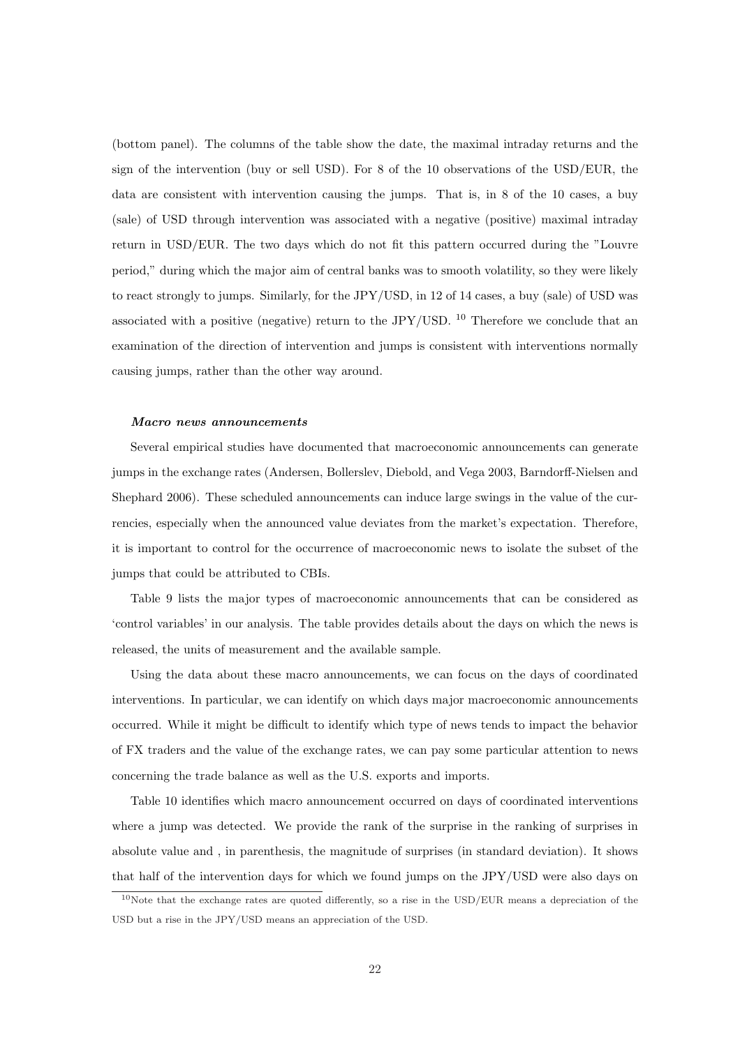(bottom panel). The columns of the table show the date, the maximal intraday returns and the sign of the intervention (buy or sell USD). For 8 of the 10 observations of the USD/EUR, the data are consistent with intervention causing the jumps. That is, in 8 of the 10 cases, a buy (sale) of USD through intervention was associated with a negative (positive) maximal intraday return in USD/EUR. The two days which do not fit this pattern occurred during the "Louvre period," during which the major aim of central banks was to smooth volatility, so they were likely to react strongly to jumps. Similarly, for the JPY/USD, in 12 of 14 cases, a buy (sale) of USD was associated with a positive (negative) return to the JPY/USD. [10] Therefore we conclude that an examination of the direction of intervention and jumps is consistent with interventions normally causing jumps, rather than the other way around.

***Macro news announcements***

Several empirical studies have documented that macroeconomic announcements can generate jumps in the exchange rates (Andersen, Bollerslev, Diebold, and Vega 2003, Barndorff-Nielsen and Shephard 2006). These scheduled announcements can induce large swings in the value of the currencies, especially when the announced value deviates from the market's expectation. Therefore, it is important to control for the occurrence of macroeconomic news to isolate the subset of the jumps that could be attributed to CBIs.

Table 9 lists the major types of macroeconomic announcements that can be considered as 'control variables' in our analysis. The table provides details about the days on which the news is released, the units of measurement and the available sample.

Using the data about these macro announcements, we can focus on the days of coordinated interventions. In particular, we can identify on which days major macroeconomic announcements occurred. While it might be difficult to identify which type of news tends to impact the behavior of FX traders and the value of the exchange rates, we can pay some particular attention to news concerning the trade balance as well as the U.S. exports and imports.

Table 10 identifies which macro announcement occurred on days of coordinated interventions where a jump was detected. We provide the rank of the surprise in the ranking of surprises in absolute value and , in parenthesis, the magnitude of surprises (in standard deviation). It shows that half of the intervention days for which we found jumps on the JPY/USD were also days on

[10] Note that the exchange rates are quoted differently, so a rise in the USD/EUR means a depreciation of the USD but a rise in the JPY/USD means an appreciation of the USD.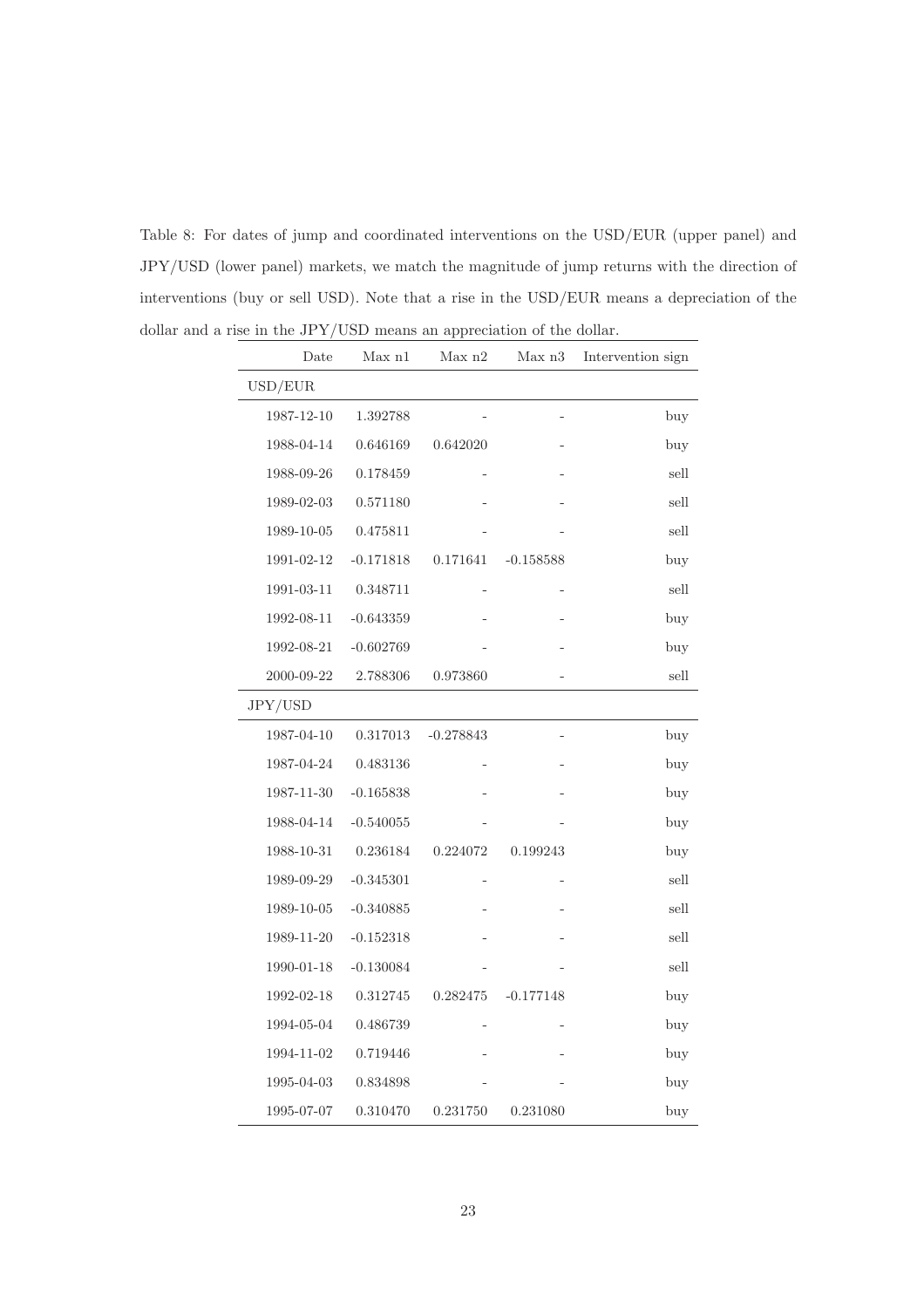Table 8: For dates of jump and coordinated interventions on the USD/EUR (upper panel) and JPY/USD (lower panel) markets, we match the magnitude of jump returns with the direction of interventions (buy or sell USD). Note that a rise in the USD/EUR means a depreciation of the dollar and a rise in the JPY/USD means an appreciation of the dollar.

| Date | Max n1 | Max n2 | Max n3 | Intervention sign |
|---|---|---|---|---|
| USD/EUR | | | | |
| 1987-12-10 | 1.392788 | - | - | buy |
| 1988-04-14 | 0.646169 | 0.642020 | - | buy |
| 1988-09-26 | 0.178459 | - | - | sell |
| 1989-02-03 | 0.571180 | - | - | sell |
| 1989-10-05 | 0.475811 | - | - | sell |
| 1991-02-12 | -0.171818 | 0.171641 | -0.158588 | buy |
| 1991-03-11 | 0.348711 | - | - | sell |
| 1992-08-11 | -0.643359 | - | - | buy |
| 1992-08-21 | -0.602769 | - | - | buy |
| 2000-09-22 | 2.788306 | 0.973860 | - | sell |
| JPY/USD | | | | |
| 1987-04-10 | 0.317013 | -0.278843 | - | buy |
| 1987-04-24 | 0.483136 | - | - | buy |
| 1987-11-30 | -0.165838 | - | - | buy |
| 1988-04-14 | -0.540055 | - | - | buy |
| 1988-10-31 | 0.236184 | 0.224072 | 0.199243 | buy |
| 1989-09-29 | -0.345301 | - | - | sell |
| 1989-10-05 | -0.340885 | - | - | sell |
| 1989-11-20 | -0.152318 | - | - | sell |
| 1990-01-18 | -0.130084 | - | - | sell |
| 1992-02-18 | 0.312745 | 0.282475 | -0.177148 | buy |
| 1994-05-04 | 0.486739 | - | - | buy |
| 1994-11-02 | 0.719446 | - | - | buy |
| 1995-04-03 | 0.834898 | - | - | buy |
| 1995-07-07 | 0.310470 | 0.231750 | 0.231080 | buy |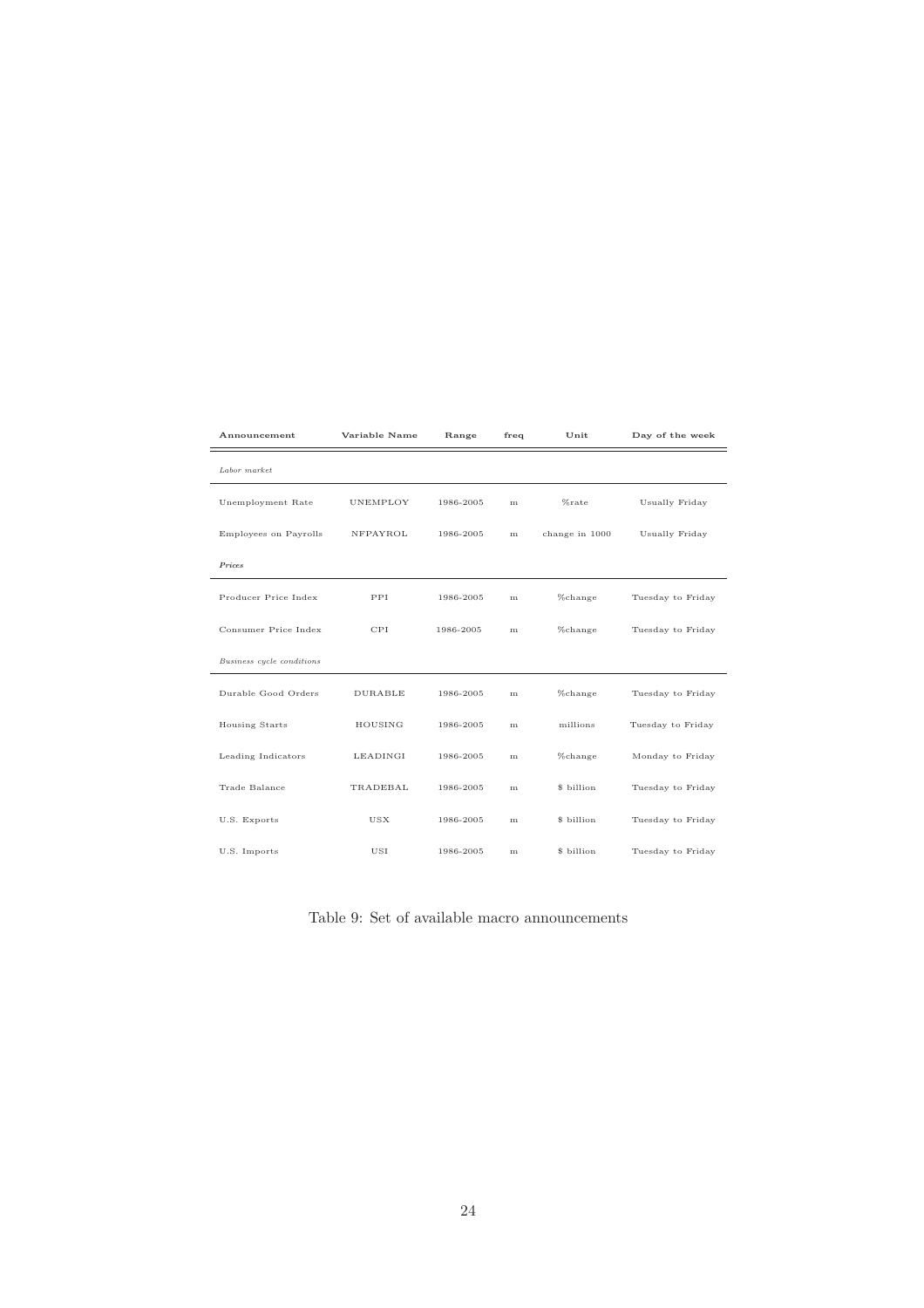| Announcement | Variable Name | Range | freq | Unit | Day of the week |
|---|---|---|---|---|---|
| *Labor market* | | | | | |
| Unemployment Rate | UNEMPLOY | 1986-2005 | m | %rate | Usually Friday |
| Employees on Payrolls | NFPAYROL | 1986-2005 | m | change in 1000 | Usually Friday |
| ***Prices*** | | | | | |
| Producer Price Index | PPI | 1986-2005 | m | %change | Tuesday to Friday |
| Consumer Price Index | CPI | 1986-2005 | m | %change | Tuesday to Friday |
| *Business cycle conditions* | | | | | |
| Durable Good Orders | DURABLE | 1986-2005 | m | %change | Tuesday to Friday |
| Housing Starts | HOUSING | 1986-2005 | m | millions | Tuesday to Friday |
| Leading Indicators | LEADINGI | 1986-2005 | m | %change | Monday to Friday |
| Trade Balance | TRADEBAL | 1986-2005 | m | $ billion | Tuesday to Friday |
| U.S. Exports | USX | 1986-2005 | m | $ billion | Tuesday to Friday |
| U.S. Imports | USI | 1986-2005 | m | $ billion | Tuesday to Friday |

Table 9: Set of available macro announcements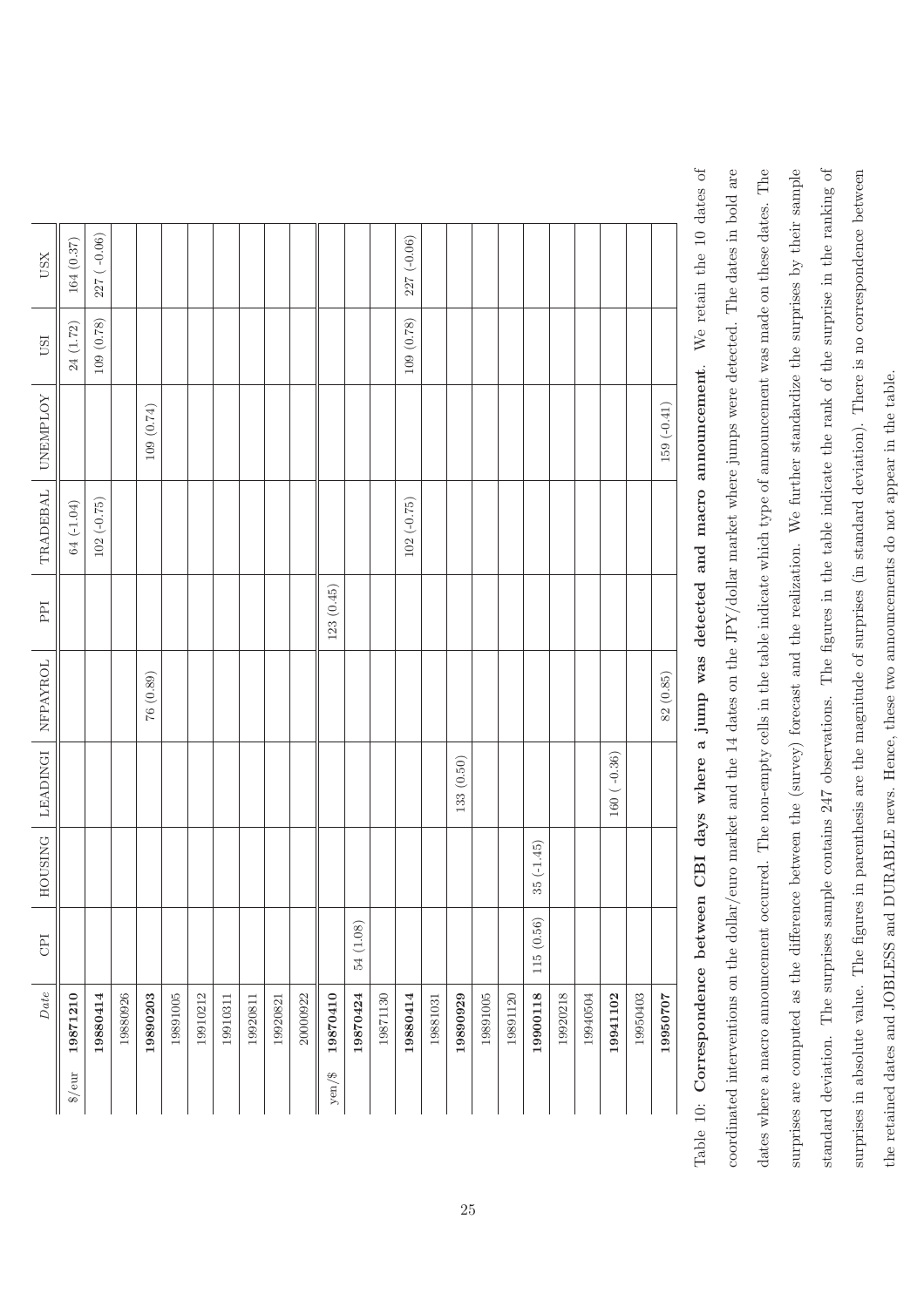| | *Date* | CPI | HOUSING | LEADINGI | NFPAYROL | PPI | TRADEBAL | UNEMPLOY | USI | USX |
|---|---|---|---|---|---|---|---|---|---|---|
| \$/eur | **19871210** | | | | | | 64 (-1.04) | | 24 (1.72) | 164 (0.37) |
| | **19880414** | | | | | | 102 (-0.75) | | 109 (0.78) | 227 ( -0.06) |
| | 19880926 | | | | | | | | | |
| | **19890203** | | | | 76 (0.89) | | | 109 (0.74) | | |
| | 19891005 | | | | | | | | | |
| | 19910212 | | | | | | | | | |
| | 19910311 | | | | | | | | | |
| | 19920811 | | | | | | | | | |
| | 19920821 | | | | | | | | | |
| | 20000922 | | | | | | | | | |
| yen/\$ | **19870410** | | | | | 123 (0.45) | | | | |
| | **19870424** | 54 (1.08) | | | | | | | | |
| | 19871130 | | | | | | | | | |
| | **19880414** | | | | | | 102 (-0.75) | | 109 (0.78) | 227 (-0.06) |
| | 19881031 | | | | | | | | | |
| | **19890929** | | | 133 (0.50) | | | | | | |
| | 19891005 | | | | | | | | | |
| | 19891120 | | | | | | | | | |
| | **19900118** | 115 (0.56) | 35 (-1.45) | | | | | | | |
| | 19920218 | | | | | | | | | |
| | 19940504 | | | | | | | | | |
| | **19941102** | | | 160 ( -0.36) | | | | | | |
| | 19950403 | | | | | | | | | |
| | **19950707** | | | | 82 (0.85) | | | 159 (-0.41) | | |

Table 10: **Correspondence between CBI days where a jump was detected and macro announcement.** We retain the 10 dates of coordinated interventions on the dollar/euro market and the 14 dates on the JPY/dollar market where jumps were detected. The dates in bold are dates where a macro announcement occurred. The non-empty cells in the table indicate which type of announcement was made on these dates. The surprises are computed as the difference between the (survey) forecast and the realization. We further standardize the surprises by their sample standard deviation. The surprises sample contains 247 observations. The figures in the table indicate the rank of the surprise in the ranking of surprises in absolute value. The figures in parenthesis are the magnitude of surprises (in standard deviation). There is no correspondence between the retained dates and JOBLESS and DURABLE news. Hence, these two announcements do not appear in the table.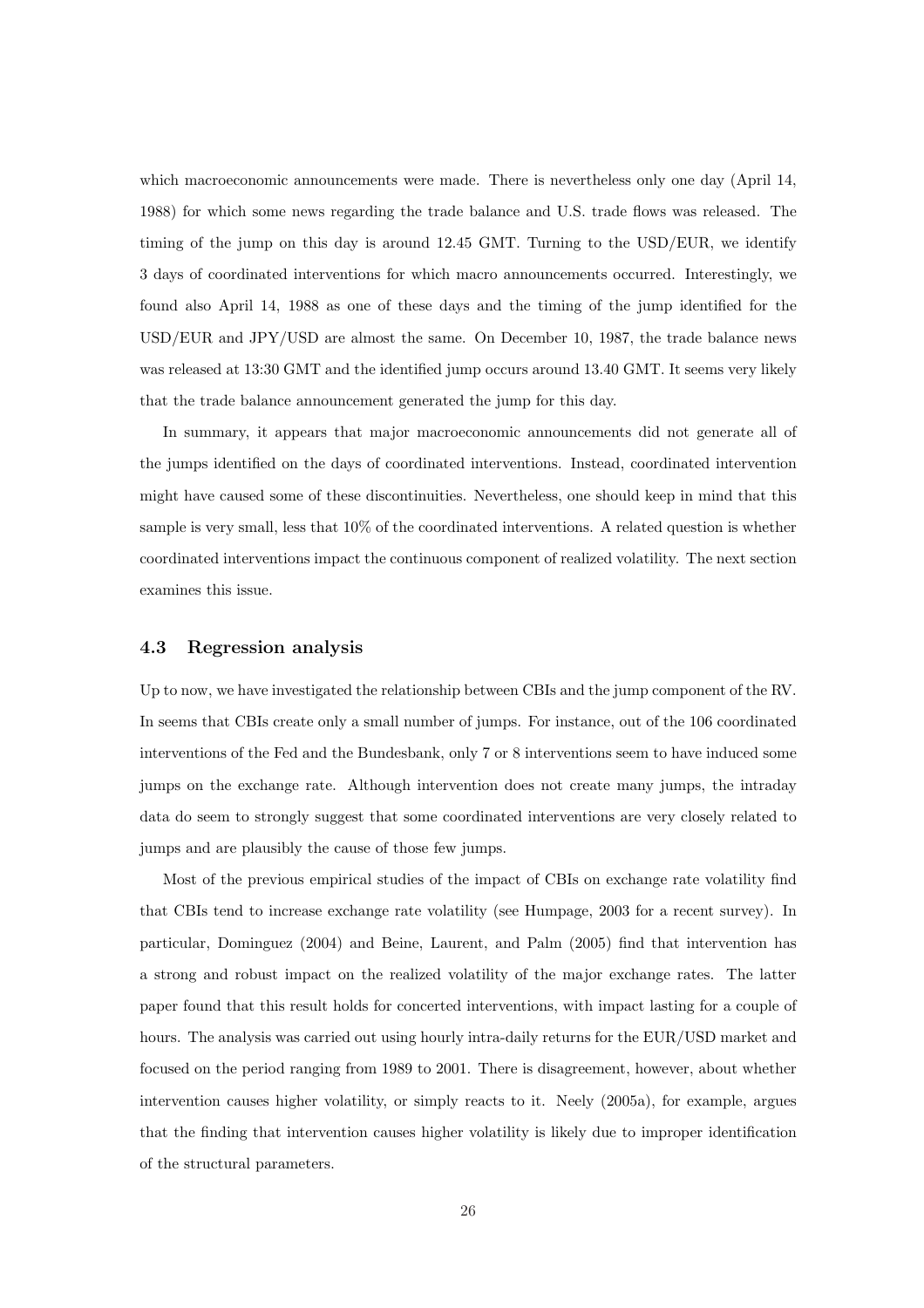which macroeconomic announcements were made. There is nevertheless only one day (April 14, 1988) for which some news regarding the trade balance and U.S. trade flows was released. The timing of the jump on this day is around 12.45 GMT. Turning to the USD/EUR, we identify 3 days of coordinated interventions for which macro announcements occurred. Interestingly, we found also April 14, 1988 as one of these days and the timing of the jump identified for the USD/EUR and JPY/USD are almost the same. On December 10, 1987, the trade balance news was released at 13:30 GMT and the identified jump occurs around 13.40 GMT. It seems very likely that the trade balance announcement generated the jump for this day.

In summary, it appears that major macroeconomic announcements did not generate all of the jumps identified on the days of coordinated interventions. Instead, coordinated intervention might have caused some of these discontinuities. Nevertheless, one should keep in mind that this sample is very small, less that 10% of the coordinated interventions. A related question is whether coordinated interventions impact the continuous component of realized volatility. The next section examines this issue.

### 4.3 Regression analysis

Up to now, we have investigated the relationship between CBIs and the jump component of the RV. In seems that CBIs create only a small number of jumps. For instance, out of the 106 coordinated interventions of the Fed and the Bundesbank, only 7 or 8 interventions seem to have induced some jumps on the exchange rate. Although intervention does not create many jumps, the intraday data do seem to strongly suggest that some coordinated interventions are very closely related to jumps and are plausibly the cause of those few jumps.

Most of the previous empirical studies of the impact of CBIs on exchange rate volatility find that CBIs tend to increase exchange rate volatility (see Humpage, 2003 for a recent survey). In particular, Dominguez (2004) and Beine, Laurent, and Palm (2005) find that intervention has a strong and robust impact on the realized volatility of the major exchange rates. The latter paper found that this result holds for concerted interventions, with impact lasting for a couple of hours. The analysis was carried out using hourly intra-daily returns for the EUR/USD market and focused on the period ranging from 1989 to 2001. There is disagreement, however, about whether intervention causes higher volatility, or simply reacts to it. Neely (2005a), for example, argues that the finding that intervention causes higher volatility is likely due to improper identification of the structural parameters.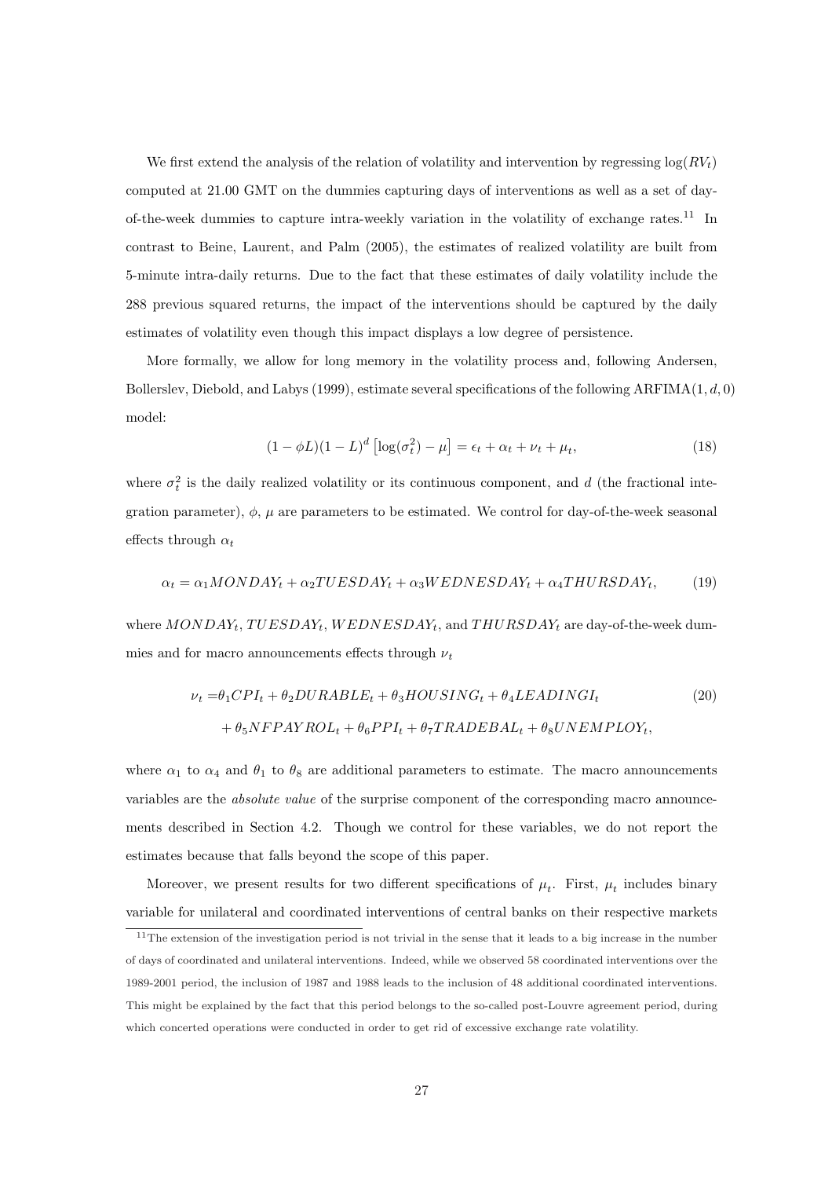We first extend the analysis of the relation of volatility and intervention by regressing $\log(RV_t)$ computed at 21.00 GMT on the dummies capturing days of interventions as well as a set of day-of-the-week dummies to capture intra-weekly variation in the volatility of exchange rates.[11] In contrast to Beine, Laurent, and Palm (2005), the estimates of realized volatility are built from 5-minute intra-daily returns. Due to the fact that these estimates of daily volatility include the 288 previous squared returns, the impact of the interventions should be captured by the daily estimates of volatility even though this impact displays a low degree of persistence.

More formally, we allow for long memory in the volatility process and, following Andersen, Bollerslev, Diebold, and Labys (1999), estimate several specifications of the following ARFIMA$(1, d, 0)$ model:

$$(1 - \phi L)(1 - L)^d \left[\log(\sigma_t^2) - \mu\right] = \epsilon_t + \alpha_t + \nu_t + \mu_t, \tag{18}$$

where $\sigma_t^2$ is the daily realized volatility or its continuous component, and $d$ (the fractional integration parameter), $\phi$, $\mu$ are parameters to be estimated. We control for day-of-the-week seasonal effects through $\alpha_t$

$$\alpha_t = \alpha_1 MONDAY_t + \alpha_2 TUESDAY_t + \alpha_3 WEDNESDAY_t + \alpha_4 THURSDAY_t, \tag{19}$$

where $MONDAY_t$, $TUESDAY_t$, $WEDNESDAY_t$, and $THURSDAY_t$ are day-of-the-week dummies and for macro announcements effects through $\nu_t$

$$\begin{aligned}\nu_t =& \theta_1 CPI_t + \theta_2 DURABLE_t + \theta_3 HOUSING_t + \theta_4 LEADINGI_t \\ &+ \theta_5 NFPAYROL_t + \theta_6 PPI_t + \theta_7 TRADEBAL_t + \theta_8 UNEMPLOY_t,\end{aligned} \tag{20}$$

where $\alpha_1$ to $\alpha_4$ and $\theta_1$ to $\theta_8$ are additional parameters to estimate. The macro announcements variables are the *absolute value* of the surprise component of the corresponding macro announcements described in Section 4.2. Though we control for these variables, we do not report the estimates because that falls beyond the scope of this paper.

Moreover, we present results for two different specifications of $\mu_t$. First, $\mu_t$ includes binary variable for unilateral and coordinated interventions of central banks on their respective markets

[11] The extension of the investigation period is not trivial in the sense that it leads to a big increase in the number of days of coordinated and unilateral interventions. Indeed, while we observed 58 coordinated interventions over the 1989-2001 period, the inclusion of 1987 and 1988 leads to the inclusion of 48 additional coordinated interventions. This might be explained by the fact that this period belongs to the so-called post-Louvre agreement period, during which concerted operations were conducted in order to get rid of excessive exchange rate volatility.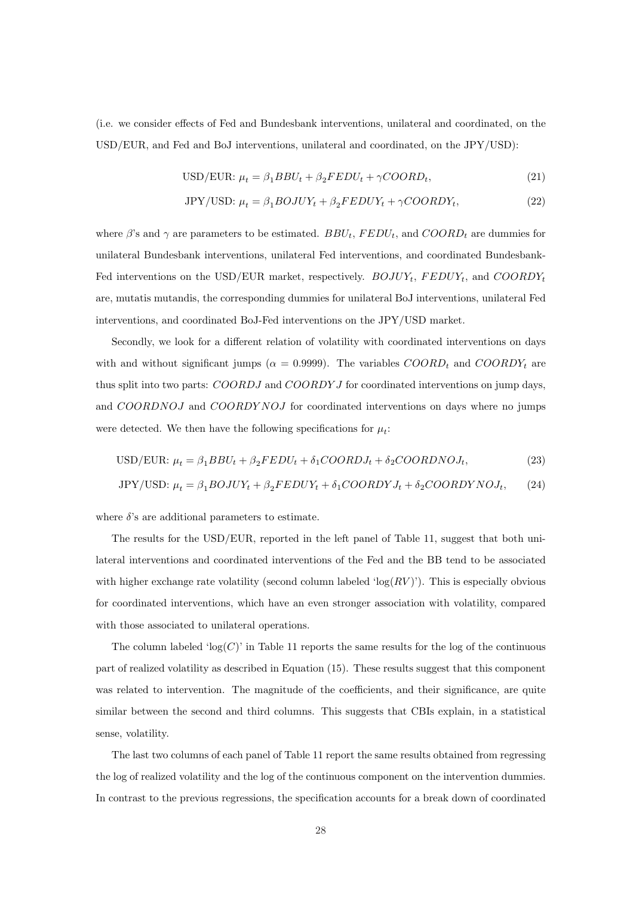(i.e. we consider effects of Fed and Bundesbank interventions, unilateral and coordinated, on the USD/EUR, and Fed and BoJ interventions, unilateral and coordinated, on the JPY/USD):

$$\text{USD/EUR: } \mu_t = \beta_1 BBU_t + \beta_2 FEDU_t + \gamma COORD_t, \tag{21}$$

$$\text{JPY/USD: } \mu_t = \beta_1 BOJUY_t + \beta_2 FEDUY_t + \gamma COORDY_t, \tag{22}$$

where $\beta$'s and $\gamma$ are parameters to be estimated. $BBU_t$, $FEDU_t$, and $COORD_t$ are dummies for unilateral Bundesbank interventions, unilateral Fed interventions, and coordinated Bundesbank-Fed interventions on the USD/EUR market, respectively. $BOJUY_t$, $FEDUY_t$, and $COORDY_t$ are, mutatis mutandis, the corresponding dummies for unilateral BoJ interventions, unilateral Fed interventions, and coordinated BoJ-Fed interventions on the JPY/USD market.

Secondly, we look for a different relation of volatility with coordinated interventions on days with and without significant jumps ($\alpha = 0.9999$). The variables $COORD_t$ and $COORDY_t$ are thus split into two parts: $COORDJ$ and $COORDYJ$ for coordinated interventions on jump days, and $COORDNOJ$ and $COORDYNOJ$ for coordinated interventions on days where no jumps were detected. We then have the following specifications for $\mu_t$:

$$\text{USD/EUR: } \mu_t = \beta_1 BBU_t + \beta_2 FEDU_t + \delta_1 COORDJ_t + \delta_2 COORDNOJ_t, \tag{23}$$

$$\text{JPY/USD: } \mu_t = \beta_1 BOJUY_t + \beta_2 FEDUY_t + \delta_1 COORDYJ_t + \delta_2 COORDYNOJ_t, \tag{24}$$

where $\delta$'s are additional parameters to estimate.

The results for the USD/EUR, reported in the left panel of Table 11, suggest that both unilateral interventions and coordinated interventions of the Fed and the BB tend to be associated with higher exchange rate volatility (second column labeled '$\log(RV)$'). This is especially obvious for coordinated interventions, which have an even stronger association with volatility, compared with those associated to unilateral operations.

The column labeled '$\log(C)$' in Table 11 reports the same results for the log of the continuous part of realized volatility as described in Equation (15). These results suggest that this component was related to intervention. The magnitude of the coefficients, and their significance, are quite similar between the second and third columns. This suggests that CBIs explain, in a statistical sense, volatility.

The last two columns of each panel of Table 11 report the same results obtained from regressing the log of realized volatility and the log of the continuous component on the intervention dummies. In contrast to the previous regressions, the specification accounts for a break down of coordinated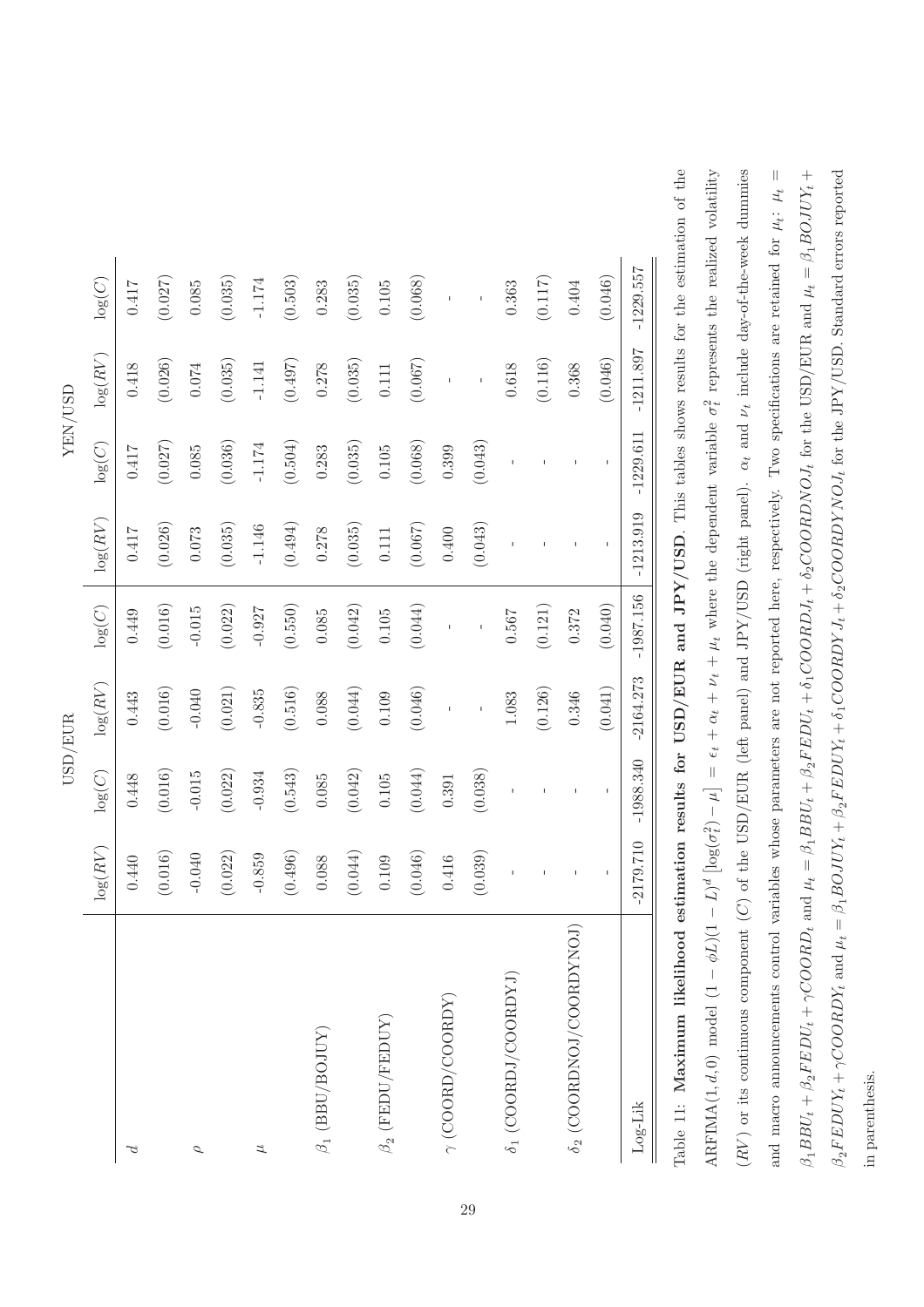| | USD/EUR | | | | YEN/USD | | | |
|---|---|---|---|---|---|---|---|---|
| | $\log(RV)$ | $\log(C)$ | $\log(RV)$ | $\log(C)$ | $\log(RV)$ | $\log(C)$ | $\log(RV)$ | $\log(C)$ |
| $d$ | 0.440 | 0.448 | 0.443 | 0.449 | 0.417 | 0.417 | 0.418 | 0.417 |
| | (0.016) | (0.016) | (0.016) | (0.016) | (0.026) | (0.027) | (0.026) | (0.027) |
| $\rho$ | -0.040 | -0.015 | -0.040 | -0.015 | 0.073 | 0.085 | 0.074 | 0.085 |
| | (0.022) | (0.022) | (0.021) | (0.022) | (0.035) | (0.036) | (0.035) | (0.035) |
| $\mu$ | -0.859 | -0.934 | -0.835 | -0.927 | -1.146 | -1.174 | -1.141 | -1.174 |
| | (0.496) | (0.543) | (0.516) | (0.550) | (0.494) | (0.504) | (0.497) | (0.503) |
| $\beta_1$ (BBU/BOJUY) | 0.088 | 0.085 | 0.088 | 0.085 | 0.278 | 0.283 | 0.278 | 0.283 |
| | (0.044) | (0.042) | (0.044) | (0.042) | (0.035) | (0.035) | (0.035) | (0.035) |
| $\beta_2$ (FEDU/FEDUY) | 0.109 | 0.105 | 0.109 | 0.105 | 0.111 | 0.105 | 0.111 | 0.105 |
| | (0.046) | (0.044) | (0.046) | (0.044) | (0.067) | (0.068) | (0.067) | (0.068) |
| $\gamma$ (COORD/COORDY) | 0.416 | 0.391 | - | - | 0.400 | 0.399 | - | - |
| | (0.039) | (0.038) | - | - | (0.043) | (0.043) | - | - |
| $\delta_1$ (COORDJ/COORDYJ) | - | - | 1.083 | 0.567 | - | - | 0.618 | 0.363 |
| | - | - | (0.126) | (0.121) | - | - | (0.116) | (0.117) |
| $\delta_2$ (COORDNOJ/COORDYNOJ) | - | - | 0.346 | 0.372 | - | - | 0.368 | 0.404 |
| | - | - | (0.041) | (0.040) | - | - | (0.046) | (0.046) |
| Log-Lik | -2179.710 | -1988.340 | -2164.273 | -1987.156 | -1213.919 | -1229.611 | -1211.897 | -1229.557 |

Table 11: **Maximum likelihood estimation results for USD/EUR and JPY/USD**. This tables shows results for the estimation of the ARFIMA(1,$d$,0) model $(1-\phi L)(1-L)^d\left[\log(\sigma_t^2)-\mu\right] = \epsilon_t + \alpha_t + \nu_t + \mu_t$ where the dependent variable $\sigma_t^2$ represents the realized volatility ($RV$) or its continuous component ($C$) of the USD/EUR (left panel) and JPY/USD (right panel). $\alpha_t$ and $\nu_t$ include day-of-the-week dummies and macro announcements control variables whose parameters are not reported here, respectively. Two specifications are retained for $\mu_t$: $\mu_t = \beta_1 BBU_t + \beta_2 FEDU_t + \gamma COORD_t$ and $\mu_t = \beta_1 BBU_t + \beta_2 FEDU_t + \delta_1 COORDJ_t + \delta_2 COORDNOJ_t$ for the USD/EUR and $\mu_t = \beta_1 BOJUY_t + \beta_2 FEDUY_t + \gamma COORDY_t$ and $\mu_t = \beta_1 BOJUY_t + \beta_2 FEDUY_t + \delta_1 COORDYJ_t + \delta_2 COORDYNOJ_t$ for the JPY/USD. Standard errors reported in parenthesis.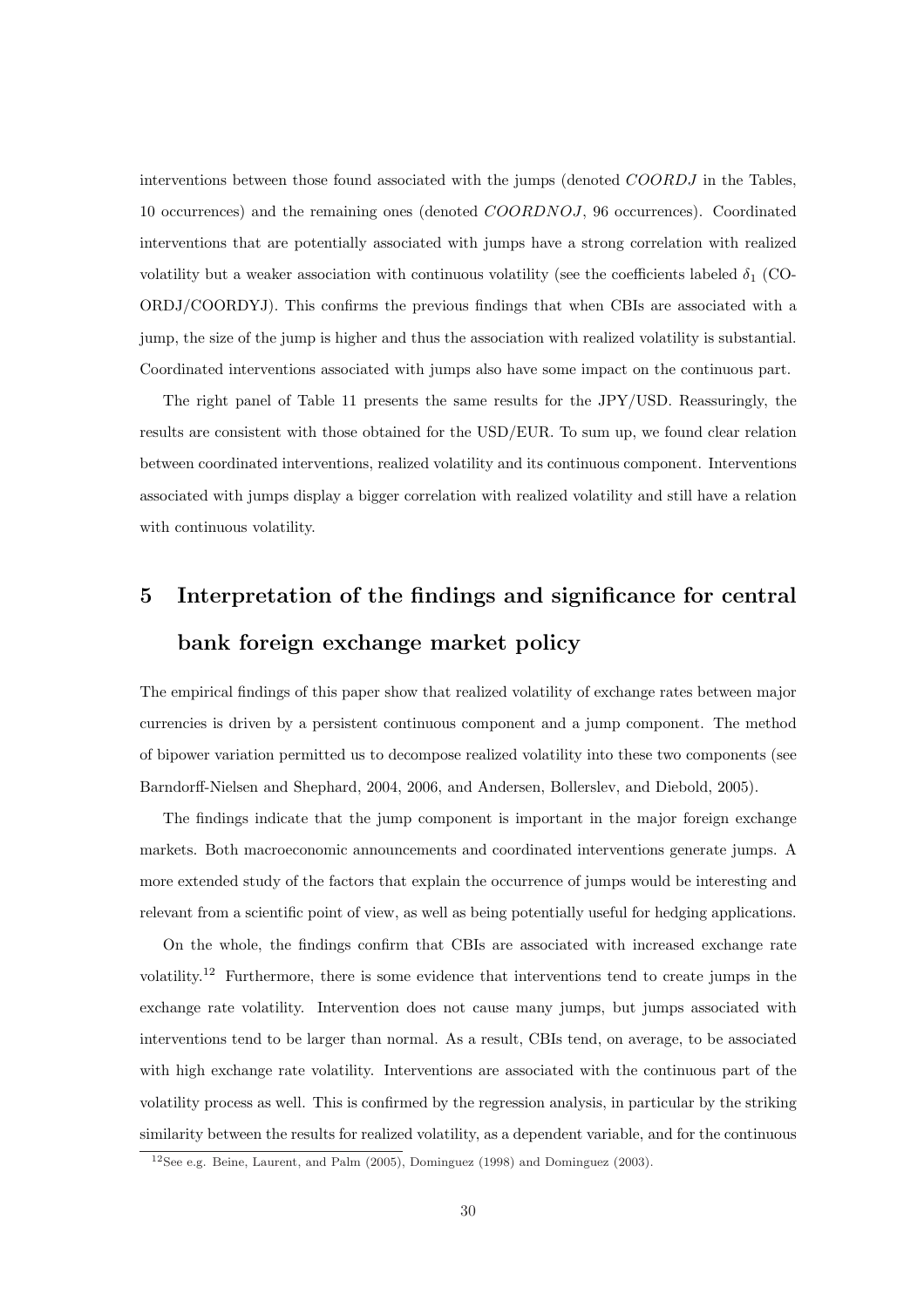interventions between those found associated with the jumps (denoted $COORDJ$ in the Tables, 10 occurrences) and the remaining ones (denoted $COORDNOJ$, 96 occurrences). Coordinated interventions that are potentially associated with jumps have a strong correlation with realized volatility but a weaker association with continuous volatility (see the coefficients labeled $\delta_1$ (COORDJ/COORDYJ). This confirms the previous findings that when CBIs are associated with a jump, the size of the jump is higher and thus the association with realized volatility is substantial. Coordinated interventions associated with jumps also have some impact on the continuous part.

The right panel of Table 11 presents the same results for the JPY/USD. Reassuringly, the results are consistent with those obtained for the USD/EUR. To sum up, we found clear relation between coordinated interventions, realized volatility and its continuous component. Interventions associated with jumps display a bigger correlation with realized volatility and still have a relation with continuous volatility.

# 5 Interpretation of the findings and significance for central bank foreign exchange market policy

The empirical findings of this paper show that realized volatility of exchange rates between major currencies is driven by a persistent continuous component and a jump component. The method of bipower variation permitted us to decompose realized volatility into these two components (see Barndorff-Nielsen and Shephard, 2004, 2006, and Andersen, Bollerslev, and Diebold, 2005).

The findings indicate that the jump component is important in the major foreign exchange markets. Both macroeconomic announcements and coordinated interventions generate jumps. A more extended study of the factors that explain the occurrence of jumps would be interesting and relevant from a scientific point of view, as well as being potentially useful for hedging applications.

On the whole, the findings confirm that CBIs are associated with increased exchange rate volatility.[12] Furthermore, there is some evidence that interventions tend to create jumps in the exchange rate volatility. Intervention does not cause many jumps, but jumps associated with interventions tend to be larger than normal. As a result, CBIs tend, on average, to be associated with high exchange rate volatility. Interventions are associated with the continuous part of the volatility process as well. This is confirmed by the regression analysis, in particular by the striking similarity between the results for realized volatility, as a dependent variable, and for the continuous

[12] See e.g. Beine, Laurent, and Palm (2005), Dominguez (1998) and Dominguez (2003).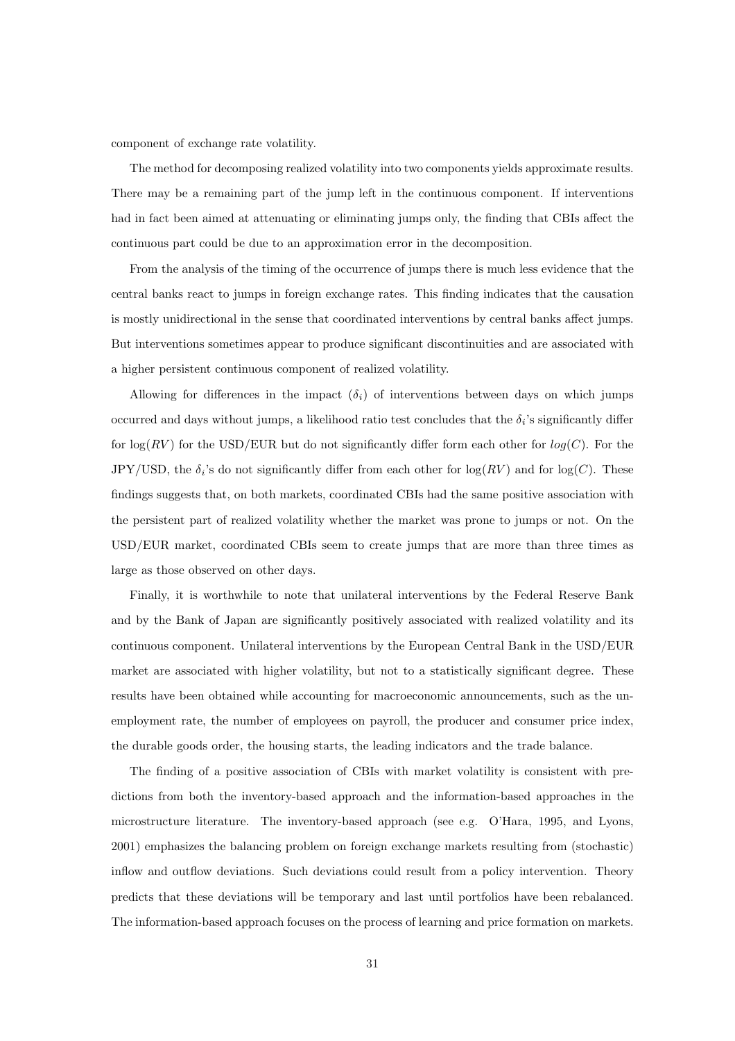component of exchange rate volatility.

The method for decomposing realized volatility into two components yields approximate results. There may be a remaining part of the jump left in the continuous component. If interventions had in fact been aimed at attenuating or eliminating jumps only, the finding that CBIs affect the continuous part could be due to an approximation error in the decomposition.

From the analysis of the timing of the occurrence of jumps there is much less evidence that the central banks react to jumps in foreign exchange rates. This finding indicates that the causation is mostly unidirectional in the sense that coordinated interventions by central banks affect jumps. But interventions sometimes appear to produce significant discontinuities and are associated with a higher persistent continuous component of realized volatility.

Allowing for differences in the impact ($\delta_i$) of interventions between days on which jumps occurred and days without jumps, a likelihood ratio test concludes that the $\delta_i$'s significantly differ for $\log(RV)$ for the USD/EUR but do not significantly differ form each other for $log(C)$. For the JPY/USD, the $\delta_i$'s do not significantly differ from each other for $\log(RV)$ and for $\log(C)$. These findings suggests that, on both markets, coordinated CBIs had the same positive association with the persistent part of realized volatility whether the market was prone to jumps or not. On the USD/EUR market, coordinated CBIs seem to create jumps that are more than three times as large as those observed on other days.

Finally, it is worthwhile to note that unilateral interventions by the Federal Reserve Bank and by the Bank of Japan are significantly positively associated with realized volatility and its continuous component. Unilateral interventions by the European Central Bank in the USD/EUR market are associated with higher volatility, but not to a statistically significant degree. These results have been obtained while accounting for macroeconomic announcements, such as the unemployment rate, the number of employees on payroll, the producer and consumer price index, the durable goods order, the housing starts, the leading indicators and the trade balance.

The finding of a positive association of CBIs with market volatility is consistent with predictions from both the inventory-based approach and the information-based approaches in the microstructure literature. The inventory-based approach (see e.g. O'Hara, 1995, and Lyons, 2001) emphasizes the balancing problem on foreign exchange markets resulting from (stochastic) inflow and outflow deviations. Such deviations could result from a policy intervention. Theory predicts that these deviations will be temporary and last until portfolios have been rebalanced. The information-based approach focuses on the process of learning and price formation on markets.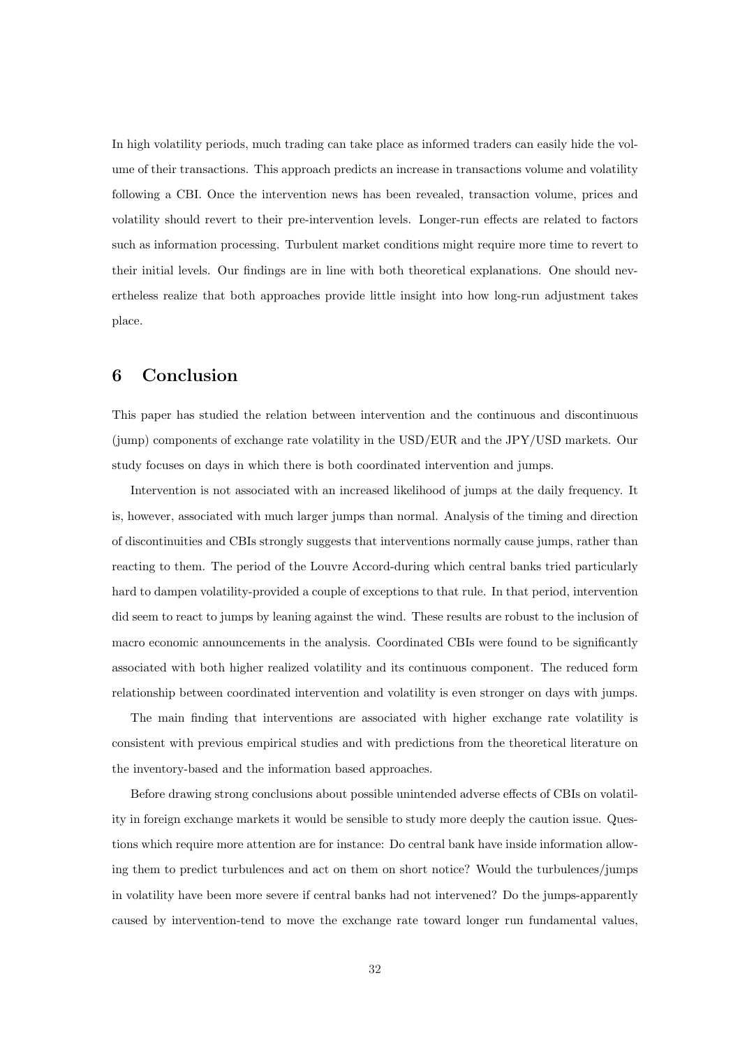In high volatility periods, much trading can take place as informed traders can easily hide the volume of their transactions. This approach predicts an increase in transactions volume and volatility following a CBI. Once the intervention news has been revealed, transaction volume, prices and volatility should revert to their pre-intervention levels. Longer-run effects are related to factors such as information processing. Turbulent market conditions might require more time to revert to their initial levels. Our findings are in line with both theoretical explanations. One should nevertheless realize that both approaches provide little insight into how long-run adjustment takes place.

# 6 Conclusion

This paper has studied the relation between intervention and the continuous and discontinuous (jump) components of exchange rate volatility in the USD/EUR and the JPY/USD markets. Our study focuses on days in which there is both coordinated intervention and jumps.

Intervention is not associated with an increased likelihood of jumps at the daily frequency. It is, however, associated with much larger jumps than normal. Analysis of the timing and direction of discontinuities and CBIs strongly suggests that interventions normally cause jumps, rather than reacting to them. The period of the Louvre Accord-during which central banks tried particularly hard to dampen volatility-provided a couple of exceptions to that rule. In that period, intervention did seem to react to jumps by leaning against the wind. These results are robust to the inclusion of macro economic announcements in the analysis. Coordinated CBIs were found to be significantly associated with both higher realized volatility and its continuous component. The reduced form relationship between coordinated intervention and volatility is even stronger on days with jumps.

The main finding that interventions are associated with higher exchange rate volatility is consistent with previous empirical studies and with predictions from the theoretical literature on the inventory-based and the information based approaches.

Before drawing strong conclusions about possible unintended adverse effects of CBIs on volatility in foreign exchange markets it would be sensible to study more deeply the caution issue. Questions which require more attention are for instance: Do central bank have inside information allowing them to predict turbulences and act on them on short notice? Would the turbulences/jumps in volatility have been more severe if central banks had not intervened? Do the jumps-apparently caused by intervention-tend to move the exchange rate toward longer run fundamental values,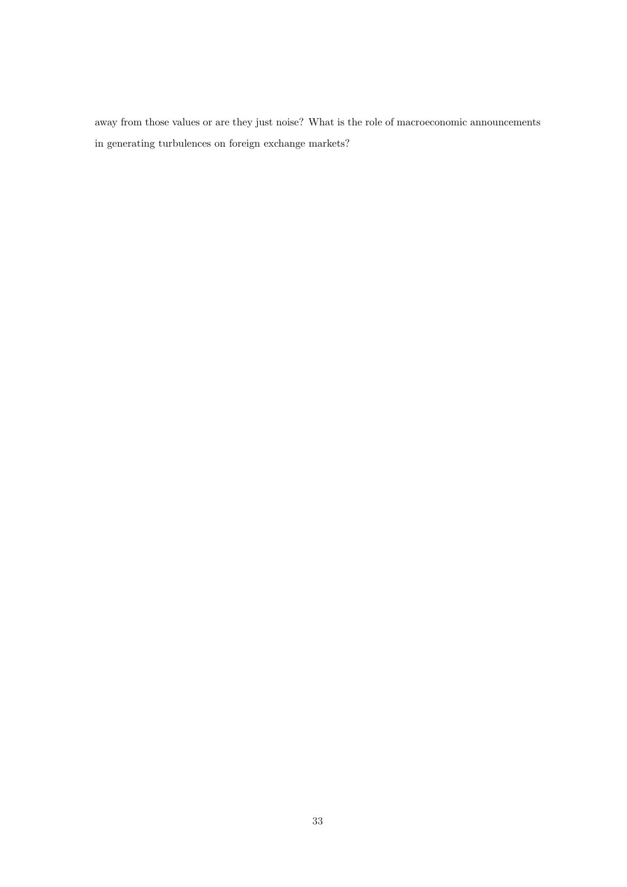away from those values or are they just noise? What is the role of macroeconomic announcements in generating turbulences on foreign exchange markets?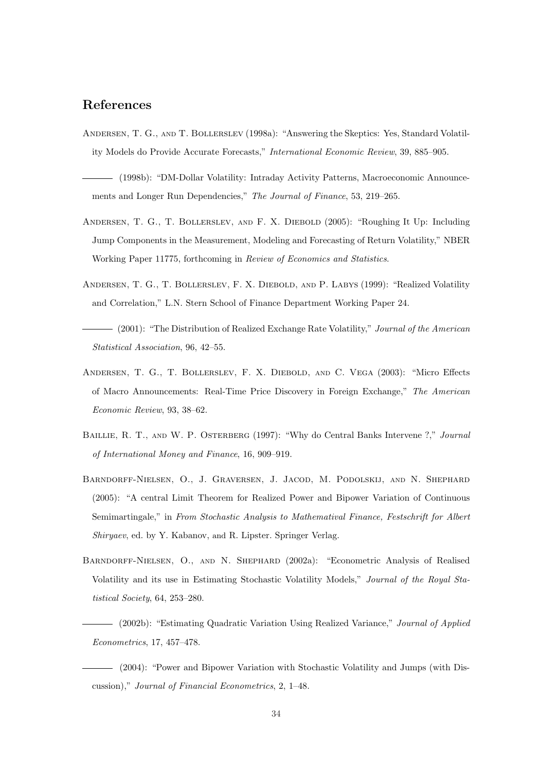## References

Andersen, T. G., and T. Bollerslev (1998a): "Answering the Skeptics: Yes, Standard Volatility Models do Provide Accurate Forecasts," *International Economic Review*, 39, 885–905.

——— (1998b): "DM-Dollar Volatility: Intraday Activity Patterns, Macroeconomic Announcements and Longer Run Dependencies," *The Journal of Finance*, 53, 219–265.

Andersen, T. G., T. Bollerslev, and F. X. Diebold (2005): "Roughing It Up: Including Jump Components in the Measurement, Modeling and Forecasting of Return Volatility," NBER Working Paper 11775, forthcoming in *Review of Economics and Statistics*.

Andersen, T. G., T. Bollerslev, F. X. Diebold, and P. Labys (1999): "Realized Volatility and Correlation," L.N. Stern School of Finance Department Working Paper 24.

——— (2001): "The Distribution of Realized Exchange Rate Volatility," *Journal of the American Statistical Association*, 96, 42–55.

Andersen, T. G., T. Bollerslev, F. X. Diebold, and C. Vega (2003): "Micro Effects of Macro Announcements: Real-Time Price Discovery in Foreign Exchange," *The American Economic Review*, 93, 38–62.

Baillie, R. T., and W. P. Osterberg (1997): "Why do Central Banks Intervene ?," *Journal of International Money and Finance*, 16, 909–919.

Barndorff-Nielsen, O., J. Graversen, J. Jacod, M. Podolskij, and N. Shephard (2005): "A central Limit Theorem for Realized Power and Bipower Variation of Continuous Semimartingale," in *From Stochastic Analysis to Mathematival Finance, Festschrift for Albert Shiryaev*, ed. by Y. Kabanov, and R. Lipster. Springer Verlag.

Barndorff-Nielsen, O., and N. Shephard (2002a): "Econometric Analysis of Realised Volatility and its use in Estimating Stochastic Volatility Models," *Journal of the Royal Statistical Society*, 64, 253–280.

——— (2002b): "Estimating Quadratic Variation Using Realized Variance," *Journal of Applied Econometrics*, 17, 457–478.

——— (2004): "Power and Bipower Variation with Stochastic Volatility and Jumps (with Discussion)," *Journal of Financial Econometrics*, 2, 1–48.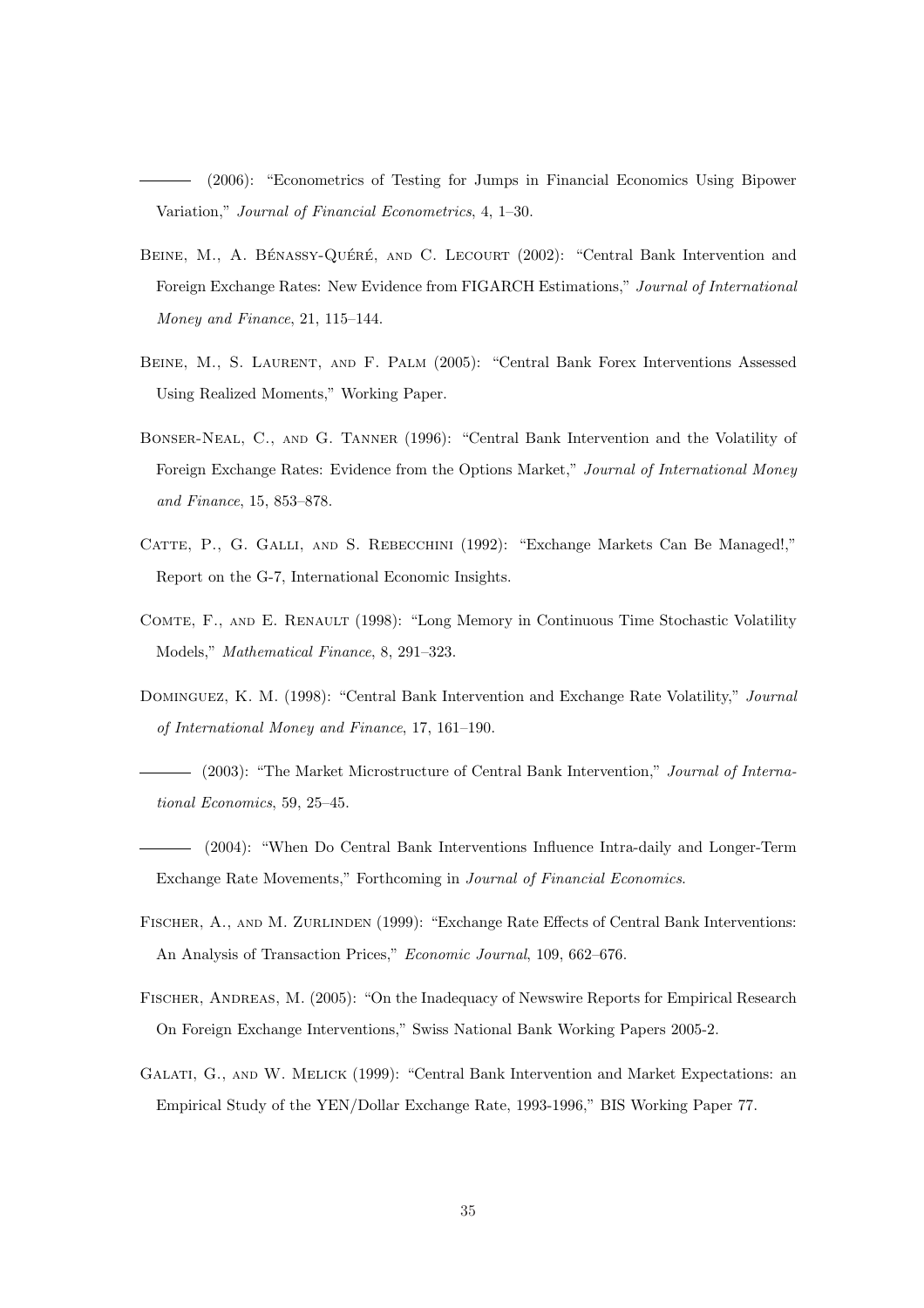——— (2006): "Econometrics of Testing for Jumps in Financial Economics Using Bipower Variation," *Journal of Financial Econometrics*, 4, 1–30.

Beine, M., A. Bénassy-Quéré, and C. Lecourt (2002): "Central Bank Intervention and Foreign Exchange Rates: New Evidence from FIGARCH Estimations," *Journal of International Money and Finance*, 21, 115–144.

Beine, M., S. Laurent, and F. Palm (2005): "Central Bank Forex Interventions Assessed Using Realized Moments," Working Paper.

Bonser-Neal, C., and G. Tanner (1996): "Central Bank Intervention and the Volatility of Foreign Exchange Rates: Evidence from the Options Market," *Journal of International Money and Finance*, 15, 853–878.

Catte, P., G. Galli, and S. Rebecchini (1992): "Exchange Markets Can Be Managed!," Report on the G-7, International Economic Insights.

Comte, F., and E. Renault (1998): "Long Memory in Continuous Time Stochastic Volatility Models," *Mathematical Finance*, 8, 291–323.

Dominguez, K. M. (1998): "Central Bank Intervention and Exchange Rate Volatility," *Journal of International Money and Finance*, 17, 161–190.

——— (2003): "The Market Microstructure of Central Bank Intervention," *Journal of International Economics*, 59, 25–45.

——— (2004): "When Do Central Bank Interventions Influence Intra-daily and Longer-Term Exchange Rate Movements," Forthcoming in *Journal of Financial Economics*.

Fischer, A., and M. Zurlinden (1999): "Exchange Rate Effects of Central Bank Interventions: An Analysis of Transaction Prices," *Economic Journal*, 109, 662–676.

Fischer, Andreas, M. (2005): "On the Inadequacy of Newswire Reports for Empirical Research On Foreign Exchange Interventions," Swiss National Bank Working Papers 2005-2.

Galati, G., and W. Melick (1999): "Central Bank Intervention and Market Expectations: an Empirical Study of the YEN/Dollar Exchange Rate, 1993-1996," BIS Working Paper 77.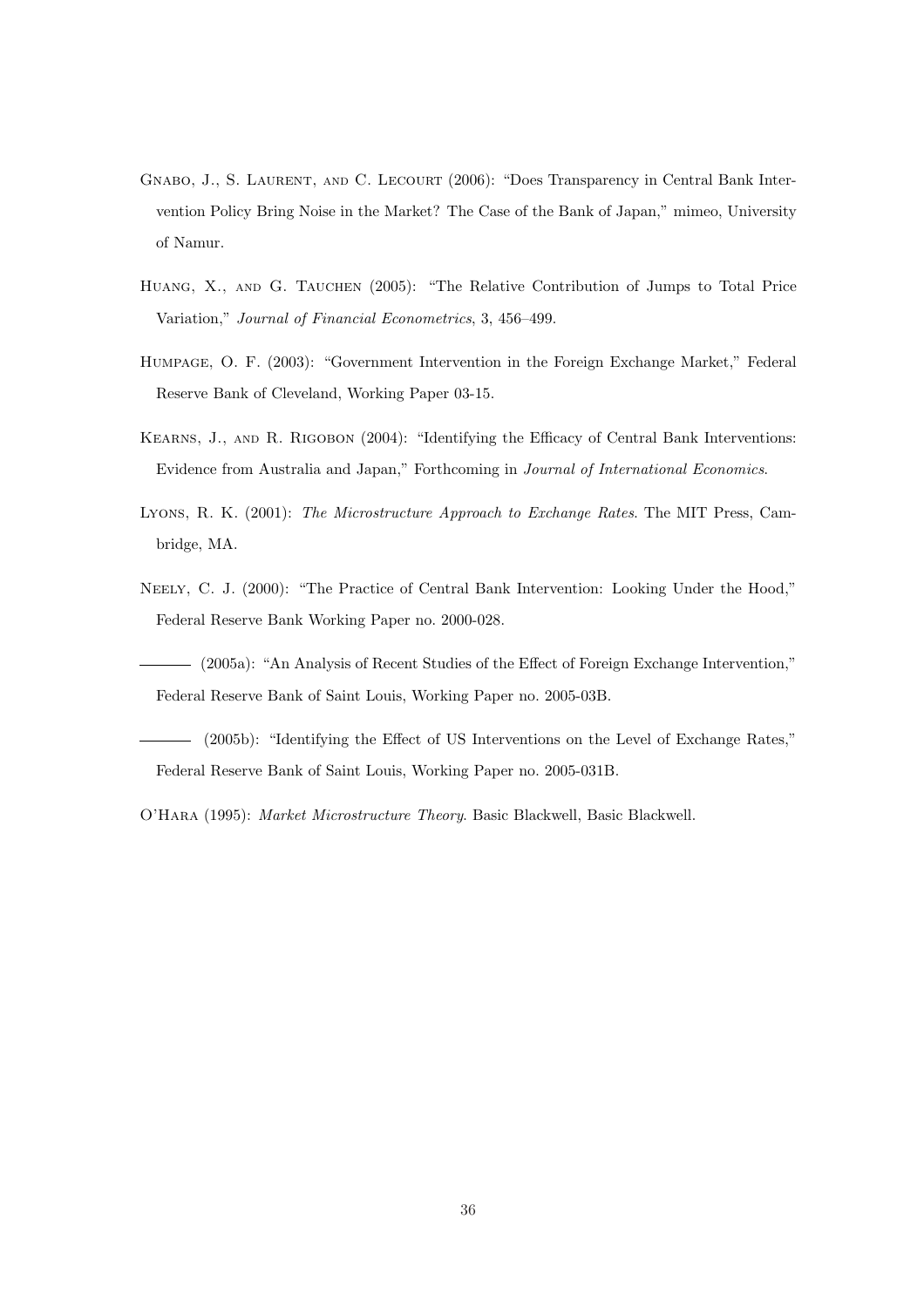Gnabo, J., S. Laurent, and C. Lecourt (2006): "Does Transparency in Central Bank Intervention Policy Bring Noise in the Market? The Case of the Bank of Japan," mimeo, University of Namur.

Huang, X., and G. Tauchen (2005): "The Relative Contribution of Jumps to Total Price Variation," *Journal of Financial Econometrics*, 3, 456–499.

Humpage, O. F. (2003): "Government Intervention in the Foreign Exchange Market," Federal Reserve Bank of Cleveland, Working Paper 03-15.

Kearns, J., and R. Rigobon (2004): "Identifying the Efficacy of Central Bank Interventions: Evidence from Australia and Japan," Forthcoming in *Journal of International Economics*.

Lyons, R. K. (2001): *The Microstructure Approach to Exchange Rates*. The MIT Press, Cambridge, MA.

Neely, C. J. (2000): "The Practice of Central Bank Intervention: Looking Under the Hood," Federal Reserve Bank Working Paper no. 2000-028.

——— (2005a): "An Analysis of Recent Studies of the Effect of Foreign Exchange Intervention," Federal Reserve Bank of Saint Louis, Working Paper no. 2005-03B.

——— (2005b): "Identifying the Effect of US Interventions on the Level of Exchange Rates," Federal Reserve Bank of Saint Louis, Working Paper no. 2005-031B.

O'Hara (1995): *Market Microstructure Theory*. Basic Blackwell, Basic Blackwell.